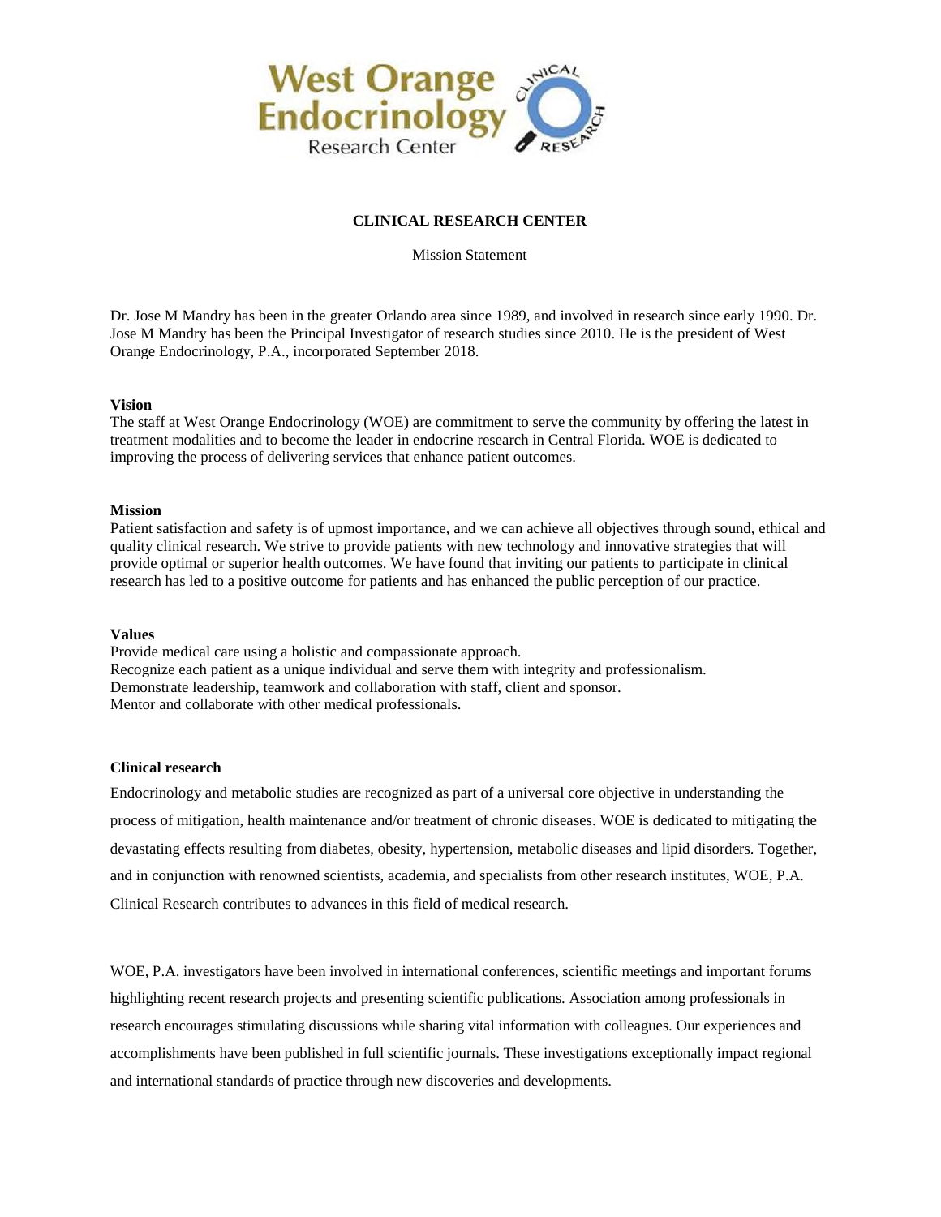# CLINICAL RESEARCH CENTER

Mission Statement

Dr. Jose M Mandry has been in the greater Orlando area since 1989, and involved in research since early 1990. Dr. Jose M Mandry has been the Principal Investigator of research studies since 2010. He is the president of West Orange Endocrinology, P.A., incorporated September 2018.

**Vision**

The staff at West Orange Endocrinology (WOE) are commitment to serve the community by offering the latest in treatment modalities and to become the leader in endocrine research in Central Florida. WOE is dedicated to improving the process of delivering services that enhance patient outcomes.

**Mission**

Patient satisfaction and safety is of upmost importance, and we can achieve all objectives through sound, ethical and quality clinical research. We strive to provide patients with new technology and innovative strategies that will provide optimal or superior health outcomes. We have found that inviting our patients to participate in clinical research has led to a positive outcome for patients and has enhanced the public perception of our practice.

**Values**

Provide medical care using a holistic and compassionate approach.
Recognize each patient as a unique individual and serve them with integrity and professionalism.
Demonstrate leadership, teamwork and collaboration with staff, client and sponsor.
Mentor and collaborate with other medical professionals.

**Clinical research**

Endocrinology and metabolic studies are recognized as part of a universal core objective in understanding the process of mitigation, health maintenance and/or treatment of chronic diseases. WOE is dedicated to mitigating the devastating effects resulting from diabetes, obesity, hypertension, metabolic diseases and lipid disorders. Together, and in conjunction with renowned scientists, academia, and specialists from other research institutes, WOE, P.A. Clinical Research contributes to advances in this field of medical research.

WOE, P.A. investigators have been involved in international conferences, scientific meetings and important forums highlighting recent research projects and presenting scientific publications. Association among professionals in research encourages stimulating discussions while sharing vital information with colleagues. Our experiences and accomplishments have been published in full scientific journals. These investigations exceptionally impact regional and international standards of practice through new discoveries and developments.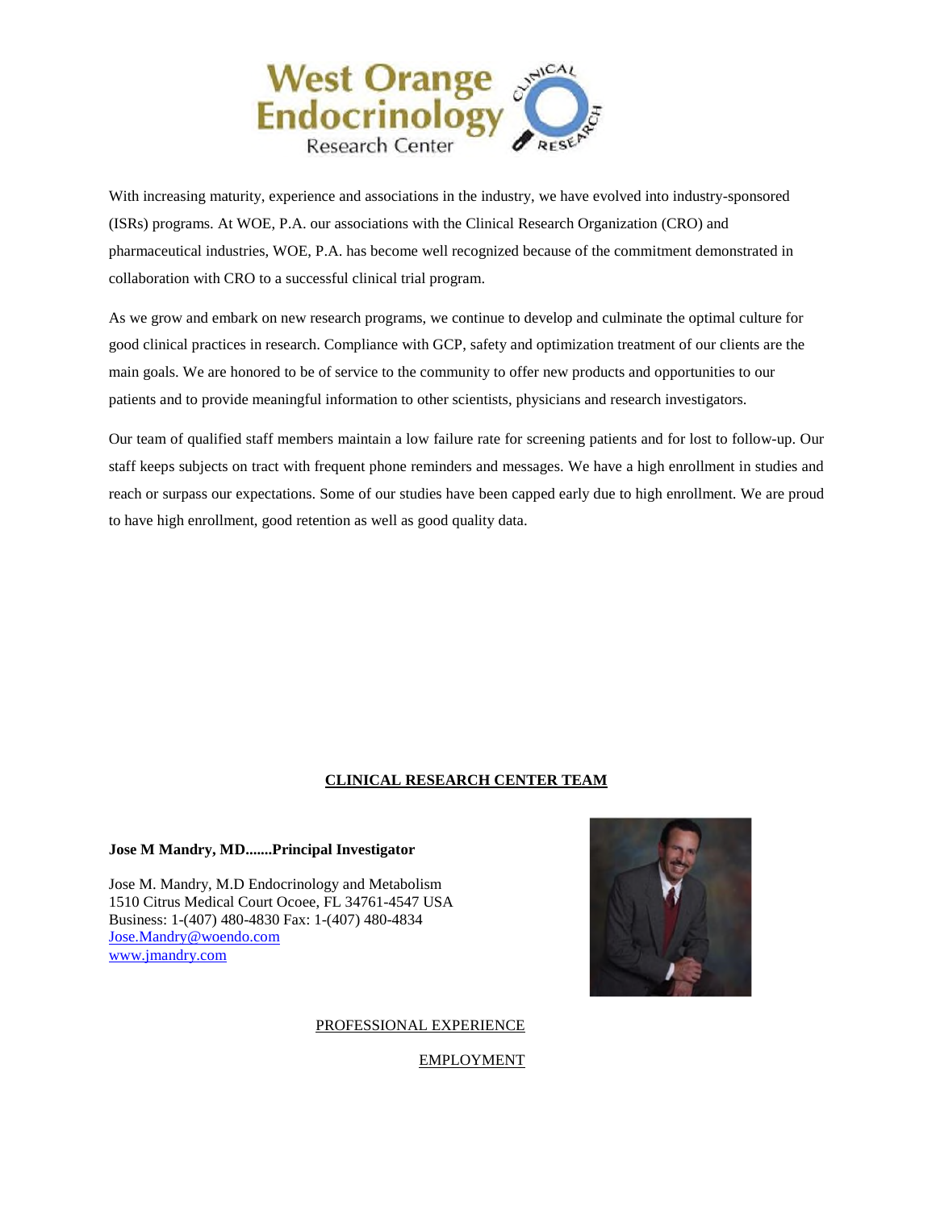With increasing maturity, experience and associations in the industry, we have evolved into industry-sponsored (ISRs) programs. At WOE, P.A. our associations with the Clinical Research Organization (CRO) and pharmaceutical industries, WOE, P.A. has become well recognized because of the commitment demonstrated in collaboration with CRO to a successful clinical trial program.

As we grow and embark on new research programs, we continue to develop and culminate the optimal culture for good clinical practices in research. Compliance with GCP, safety and optimization treatment of our clients are the main goals. We are honored to be of service to the community to offer new products and opportunities to our patients and to provide meaningful information to other scientists, physicians and research investigators.

Our team of qualified staff members maintain a low failure rate for screening patients and for lost to follow-up. Our staff keeps subjects on tract with frequent phone reminders and messages. We have a high enrollment in studies and reach or surpass our expectations. Some of our studies have been capped early due to high enrollment. We are proud to have high enrollment, good retention as well as good quality data.

## CLINICAL RESEARCH CENTER TEAM

**Jose M Mandry, MD.......Principal Investigator**

Jose M. Mandry, M.D Endocrinology and Metabolism
1510 Citrus Medical Court Ocoee, FL 34761-4547 USA
Business: 1-(407) 480-4830 Fax: 1-(407) 480-4834
Jose.Mandry@woendo.com
www.jmandry.com

PROFESSIONAL EXPERIENCE

EMPLOYMENT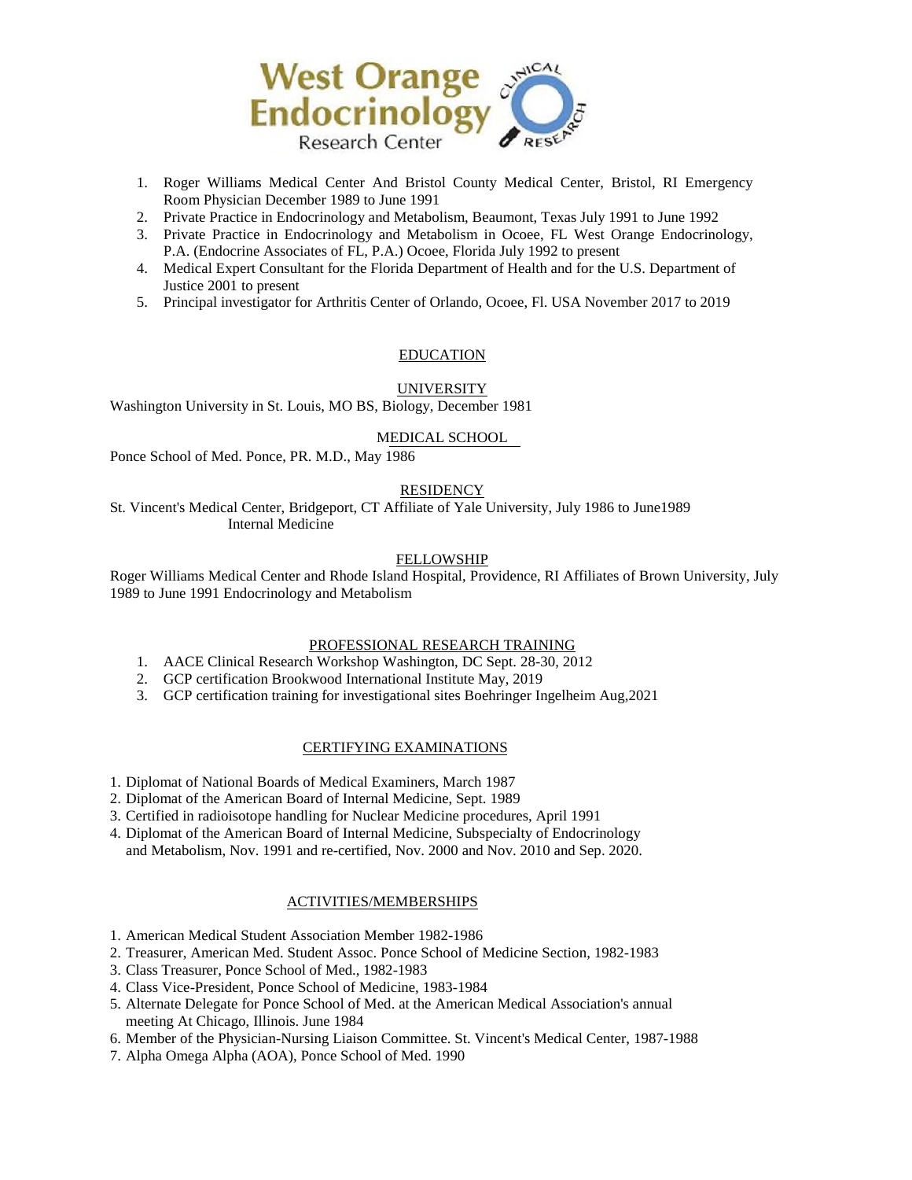1. Roger Williams Medical Center And Bristol County Medical Center, Bristol, RI Emergency Room Physician December 1989 to June 1991
2. Private Practice in Endocrinology and Metabolism, Beaumont, Texas July 1991 to June 1992
3. Private Practice in Endocrinology and Metabolism in Ocoee, FL West Orange Endocrinology, P.A. (Endocrine Associates of FL, P.A.) Ocoee, Florida July 1992 to present
4. Medical Expert Consultant for the Florida Department of Health and for the U.S. Department of Justice 2001 to present
5. Principal investigator for Arthritis Center of Orlando, Ocoee, Fl. USA November 2017 to 2019

## EDUCATION

### UNIVERSITY

Washington University in St. Louis, MO BS, Biology, December 1981

### MEDICAL SCHOOL

Ponce School of Med. Ponce, PR. M.D., May 1986

### RESIDENCY

St. Vincent's Medical Center, Bridgeport, CT Affiliate of Yale University, July 1986 to June1989
Internal Medicine

### FELLOWSHIP

Roger Williams Medical Center and Rhode Island Hospital, Providence, RI Affiliates of Brown University, July 1989 to June 1991 Endocrinology and Metabolism

## PROFESSIONAL RESEARCH TRAINING

1. AACE Clinical Research Workshop Washington, DC Sept. 28-30, 2012
2. GCP certification Brookwood International Institute May, 2019
3. GCP certification training for investigational sites Boehringer Ingelheim Aug,2021

## CERTIFYING EXAMINATIONS

1. Diplomat of National Boards of Medical Examiners, March 1987
2. Diplomat of the American Board of Internal Medicine, Sept. 1989
3. Certified in radioisotope handling for Nuclear Medicine procedures, April 1991
4. Diplomat of the American Board of Internal Medicine, Subspecialty of Endocrinology and Metabolism, Nov. 1991 and re-certified, Nov. 2000 and Nov. 2010 and Sep. 2020.

## ACTIVITIES/MEMBERSHIPS

1. American Medical Student Association Member 1982-1986
2. Treasurer, American Med. Student Assoc. Ponce School of Medicine Section, 1982-1983
3. Class Treasurer, Ponce School of Med., 1982-1983
4. Class Vice-President, Ponce School of Medicine, 1983-1984
5. Alternate Delegate for Ponce School of Med. at the American Medical Association's annual meeting At Chicago, Illinois. June 1984
6. Member of the Physician-Nursing Liaison Committee. St. Vincent's Medical Center, 1987-1988
7. Alpha Omega Alpha (AOA), Ponce School of Med. 1990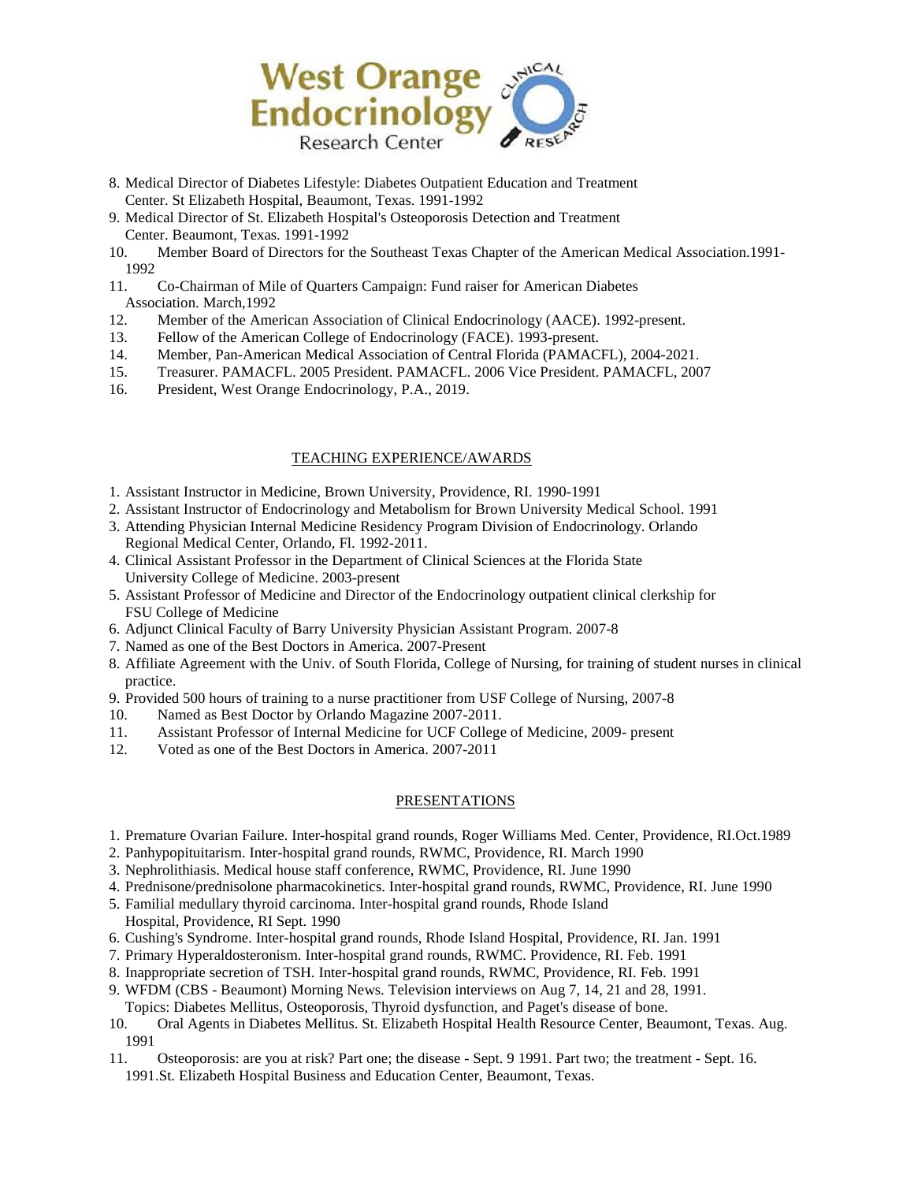8. Medical Director of Diabetes Lifestyle: Diabetes Outpatient Education and Treatment Center. St Elizabeth Hospital, Beaumont, Texas. 1991-1992
9. Medical Director of St. Elizabeth Hospital's Osteoporosis Detection and Treatment Center. Beaumont, Texas. 1991-1992
10. Member Board of Directors for the Southeast Texas Chapter of the American Medical Association.1991-1992
11. Co-Chairman of Mile of Quarters Campaign: Fund raiser for American Diabetes Association. March,1992
12. Member of the American Association of Clinical Endocrinology (AACE). 1992-present.
13. Fellow of the American College of Endocrinology (FACE). 1993-present.
14. Member, Pan-American Medical Association of Central Florida (PAMACFL), 2004-2021.
15. Treasurer. PAMACFL. 2005 President. PAMACFL. 2006 Vice President. PAMACFL, 2007
16. President, West Orange Endocrinology, P.A., 2019.

## TEACHING EXPERIENCE/AWARDS

1. Assistant Instructor in Medicine, Brown University, Providence, RI. 1990-1991
2. Assistant Instructor of Endocrinology and Metabolism for Brown University Medical School. 1991
3. Attending Physician Internal Medicine Residency Program Division of Endocrinology. Orlando Regional Medical Center, Orlando, Fl. 1992-2011.
4. Clinical Assistant Professor in the Department of Clinical Sciences at the Florida State University College of Medicine. 2003-present
5. Assistant Professor of Medicine and Director of the Endocrinology outpatient clinical clerkship for FSU College of Medicine
6. Adjunct Clinical Faculty of Barry University Physician Assistant Program. 2007-8
7. Named as one of the Best Doctors in America. 2007-Present
8. Affiliate Agreement with the Univ. of South Florida, College of Nursing, for training of student nurses in clinical practice.
9. Provided 500 hours of training to a nurse practitioner from USF College of Nursing, 2007-8
10. Named as Best Doctor by Orlando Magazine 2007-2011.
11. Assistant Professor of Internal Medicine for UCF College of Medicine, 2009- present
12. Voted as one of the Best Doctors in America. 2007-2011

## PRESENTATIONS

1. Premature Ovarian Failure. Inter-hospital grand rounds, Roger Williams Med. Center, Providence, RI.Oct.1989
2. Panhypopituitarism. Inter-hospital grand rounds, RWMC, Providence, RI. March 1990
3. Nephrolithiasis. Medical house staff conference, RWMC, Providence, RI. June 1990
4. Prednisone/prednisolone pharmacokinetics. Inter-hospital grand rounds, RWMC, Providence, RI. June 1990
5. Familial medullary thyroid carcinoma. Inter-hospital grand rounds, Rhode Island Hospital, Providence, RI Sept. 1990
6. Cushing's Syndrome. Inter-hospital grand rounds, Rhode Island Hospital, Providence, RI. Jan. 1991
7. Primary Hyperaldosteronism. Inter-hospital grand rounds, RWMC. Providence, RI. Feb. 1991
8. Inappropriate secretion of TSH. Inter-hospital grand rounds, RWMC, Providence, RI. Feb. 1991
9. WFDM (CBS - Beaumont) Morning News. Television interviews on Aug 7, 14, 21 and 28, 1991. Topics: Diabetes Mellitus, Osteoporosis, Thyroid dysfunction, and Paget's disease of bone.
10. Oral Agents in Diabetes Mellitus. St. Elizabeth Hospital Health Resource Center, Beaumont, Texas. Aug. 1991
11. Osteoporosis: are you at risk? Part one; the disease - Sept. 9 1991. Part two; the treatment - Sept. 16. 1991.St. Elizabeth Hospital Business and Education Center, Beaumont, Texas.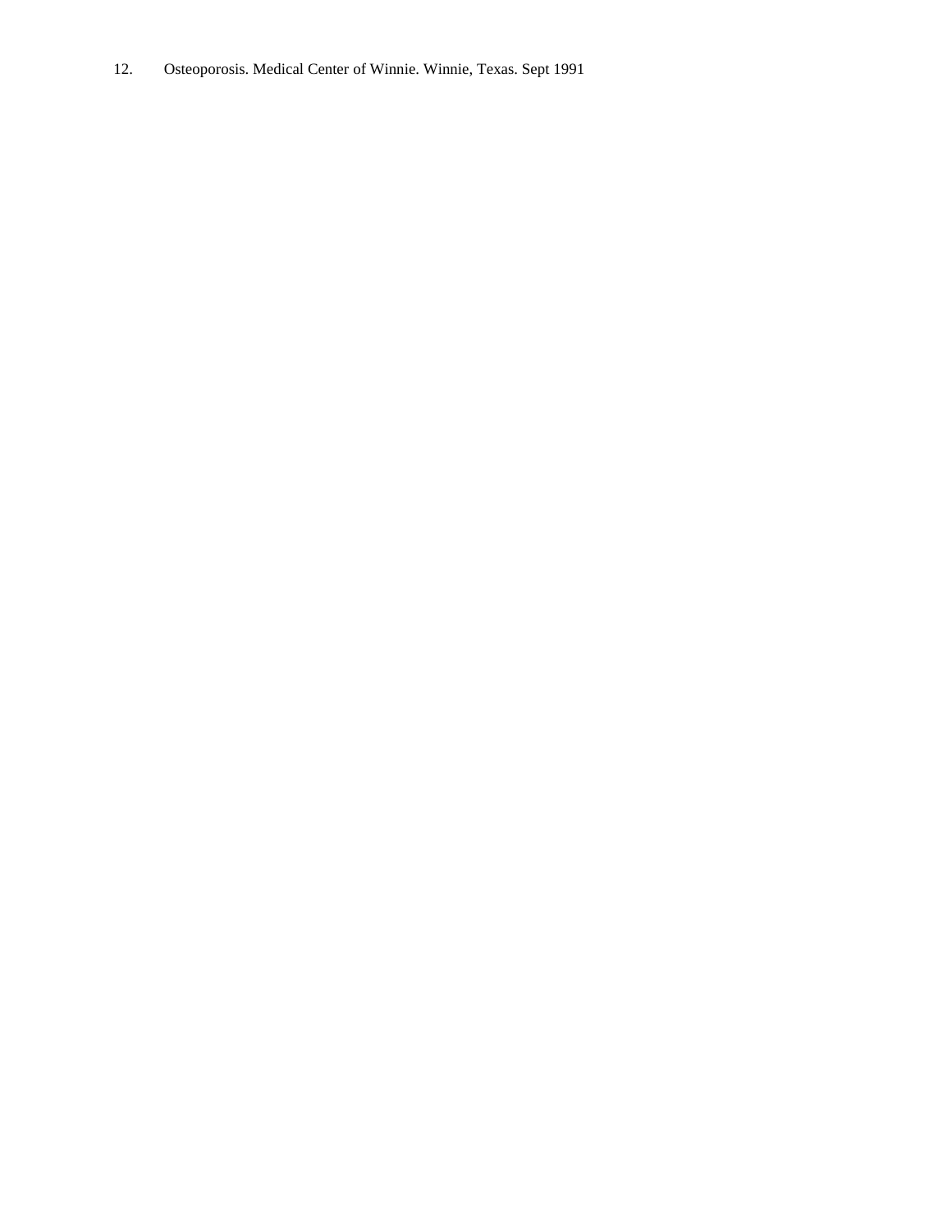12. Osteoporosis. Medical Center of Winnie. Winnie, Texas. Sept 1991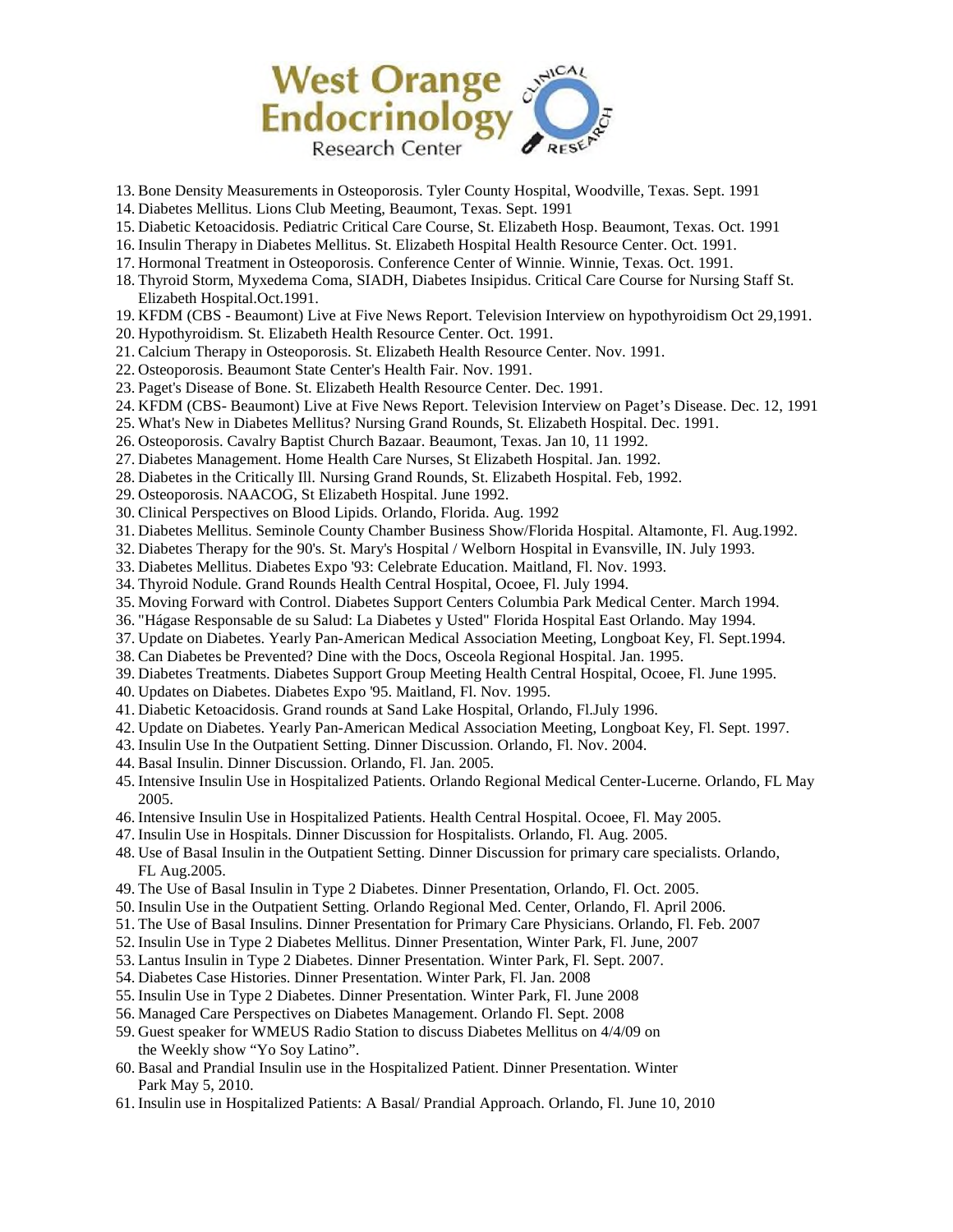13. Bone Density Measurements in Osteoporosis. Tyler County Hospital, Woodville, Texas. Sept. 1991
14. Diabetes Mellitus. Lions Club Meeting, Beaumont, Texas. Sept. 1991
15. Diabetic Ketoacidosis. Pediatric Critical Care Course, St. Elizabeth Hosp. Beaumont, Texas. Oct. 1991
16. Insulin Therapy in Diabetes Mellitus. St. Elizabeth Hospital Health Resource Center. Oct. 1991.
17. Hormonal Treatment in Osteoporosis. Conference Center of Winnie. Winnie, Texas. Oct. 1991.
18. Thyroid Storm, Myxedema Coma, SIADH, Diabetes Insipidus. Critical Care Course for Nursing Staff St. Elizabeth Hospital.Oct.1991.
19. KFDM (CBS - Beaumont) Live at Five News Report. Television Interview on hypothyroidism Oct 29,1991.
20. Hypothyroidism. St. Elizabeth Health Resource Center. Oct. 1991.
21. Calcium Therapy in Osteoporosis. St. Elizabeth Health Resource Center. Nov. 1991.
22. Osteoporosis. Beaumont State Center's Health Fair. Nov. 1991.
23. Paget's Disease of Bone. St. Elizabeth Health Resource Center. Dec. 1991.
24. KFDM (CBS- Beaumont) Live at Five News Report. Television Interview on Paget's Disease. Dec. 12, 1991
25. What's New in Diabetes Mellitus? Nursing Grand Rounds, St. Elizabeth Hospital. Dec. 1991.
26. Osteoporosis. Cavalry Baptist Church Bazaar. Beaumont, Texas. Jan 10, 11 1992.
27. Diabetes Management. Home Health Care Nurses, St Elizabeth Hospital. Jan. 1992.
28. Diabetes in the Critically Ill. Nursing Grand Rounds, St. Elizabeth Hospital. Feb, 1992.
29. Osteoporosis. NAACOG, St Elizabeth Hospital. June 1992.
30. Clinical Perspectives on Blood Lipids. Orlando, Florida. Aug. 1992
31. Diabetes Mellitus. Seminole County Chamber Business Show/Florida Hospital. Altamonte, Fl. Aug.1992.
32. Diabetes Therapy for the 90's. St. Mary's Hospital / Welborn Hospital in Evansville, IN. July 1993.
33. Diabetes Mellitus. Diabetes Expo '93: Celebrate Education. Maitland, Fl. Nov. 1993.
34. Thyroid Nodule. Grand Rounds Health Central Hospital, Ocoee, Fl. July 1994.
35. Moving Forward with Control. Diabetes Support Centers Columbia Park Medical Center. March 1994.
36. "Hágase Responsable de su Salud: La Diabetes y Usted" Florida Hospital East Orlando. May 1994.
37. Update on Diabetes. Yearly Pan-American Medical Association Meeting, Longboat Key, Fl. Sept.1994.
38. Can Diabetes be Prevented? Dine with the Docs, Osceola Regional Hospital. Jan. 1995.
39. Diabetes Treatments. Diabetes Support Group Meeting Health Central Hospital, Ocoee, Fl. June 1995.
40. Updates on Diabetes. Diabetes Expo '95. Maitland, Fl. Nov. 1995.
41. Diabetic Ketoacidosis. Grand rounds at Sand Lake Hospital, Orlando, Fl.July 1996.
42. Update on Diabetes. Yearly Pan-American Medical Association Meeting, Longboat Key, Fl. Sept. 1997.
43. Insulin Use In the Outpatient Setting. Dinner Discussion. Orlando, Fl. Nov. 2004.
44. Basal Insulin. Dinner Discussion. Orlando, Fl. Jan. 2005.
45. Intensive Insulin Use in Hospitalized Patients. Orlando Regional Medical Center-Lucerne. Orlando, FL May 2005.
46. Intensive Insulin Use in Hospitalized Patients. Health Central Hospital. Ocoee, Fl. May 2005.
47. Insulin Use in Hospitals. Dinner Discussion for Hospitalists. Orlando, Fl. Aug. 2005.
48. Use of Basal Insulin in the Outpatient Setting. Dinner Discussion for primary care specialists. Orlando, FL Aug.2005.
49. The Use of Basal Insulin in Type 2 Diabetes. Dinner Presentation, Orlando, Fl. Oct. 2005.
50. Insulin Use in the Outpatient Setting. Orlando Regional Med. Center, Orlando, Fl. April 2006.
51. The Use of Basal Insulins. Dinner Presentation for Primary Care Physicians. Orlando, Fl. Feb. 2007
52. Insulin Use in Type 2 Diabetes Mellitus. Dinner Presentation, Winter Park, Fl. June, 2007
53. Lantus Insulin in Type 2 Diabetes. Dinner Presentation. Winter Park, Fl. Sept. 2007.
54. Diabetes Case Histories. Dinner Presentation. Winter Park, Fl. Jan. 2008
55. Insulin Use in Type 2 Diabetes. Dinner Presentation. Winter Park, Fl. June 2008
56. Managed Care Perspectives on Diabetes Management. Orlando Fl. Sept. 2008
59. Guest speaker for WMEUS Radio Station to discuss Diabetes Mellitus on 4/4/09 on the Weekly show "Yo Soy Latino".
60. Basal and Prandial Insulin use in the Hospitalized Patient. Dinner Presentation. Winter Park May 5, 2010.
61. Insulin use in Hospitalized Patients: A Basal/ Prandial Approach. Orlando, Fl. June 10, 2010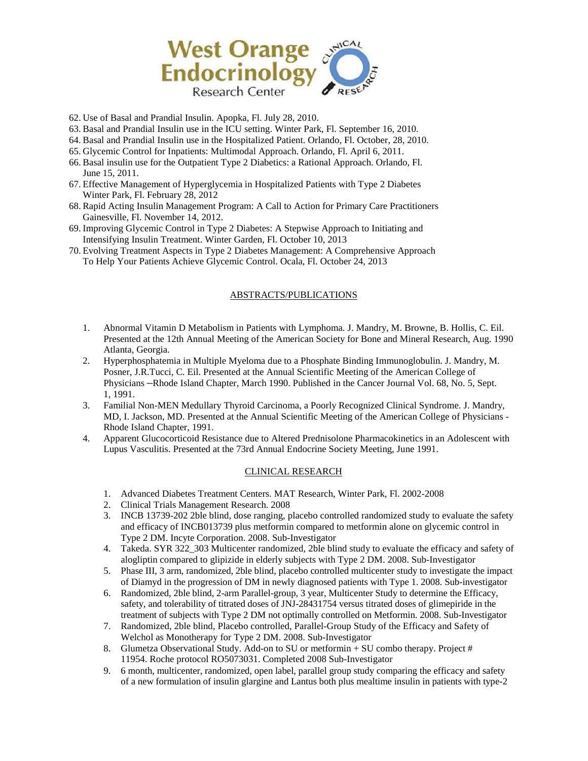62. Use of Basal and Prandial Insulin. Apopka, Fl. July 28, 2010.
63. Basal and Prandial Insulin use in the ICU setting. Winter Park, Fl. September 16, 2010.
64. Basal and Prandial Insulin use in the Hospitalized Patient. Orlando, Fl. October, 28, 2010.
65. Glycemic Control for Inpatients: Multimodal Approach. Orlando, Fl. April 6, 2011.
66. Basal insulin use for the Outpatient Type 2 Diabetics: a Rational Approach. Orlando, Fl. June 15, 2011.
67. Effective Management of Hyperglycemia in Hospitalized Patients with Type 2 Diabetes Winter Park, Fl. February 28, 2012
68. Rapid Acting Insulin Management Program: A Call to Action for Primary Care Practitioners Gainesville, Fl. November 14, 2012.
69. Improving Glycemic Control in Type 2 Diabetes: A Stepwise Approach to Initiating and Intensifying Insulin Treatment. Winter Garden, Fl. October 10, 2013
70. Evolving Treatment Aspects in Type 2 Diabetes Management: A Comprehensive Approach To Help Your Patients Achieve Glycemic Control. Ocala, Fl. October 24, 2013

## ABSTRACTS/PUBLICATIONS

1. Abnormal Vitamin D Metabolism in Patients with Lymphoma. J. Mandry, M. Browne, B. Hollis, C. Eil. Presented at the 12th Annual Meeting of the American Society for Bone and Mineral Research, Aug. 1990 Atlanta, Georgia.
2. Hyperphosphatemia in Multiple Myeloma due to a Phosphate Binding Immunoglobulin. J. Mandry, M. Posner, J.R.Tucci, C. Eil. Presented at the Annual Scientific Meeting of the American College of Physicians –Rhode Island Chapter, March 1990. Published in the Cancer Journal Vol. 68, No. 5, Sept. 1, 1991.
3. Familial Non-MEN Medullary Thyroid Carcinoma, a Poorly Recognized Clinical Syndrome. J. Mandry, MD, I. Jackson, MD. Presented at the Annual Scientific Meeting of the American College of Physicians - Rhode Island Chapter, 1991.
4. Apparent Glucocorticoid Resistance due to Altered Prednisolone Pharmacokinetics in an Adolescent with Lupus Vasculitis. Presented at the 73rd Annual Endocrine Society Meeting, June 1991.

## CLINICAL RESEARCH

1. Advanced Diabetes Treatment Centers. MAT Research, Winter Park, Fl. 2002-2008
2. Clinical Trials Management Research. 2008
3. INCB 13739-202 2ble blind, dose ranging, placebo controlled randomized study to evaluate the safety and efficacy of INCB013739 plus metformin compared to metformin alone on glycemic control in Type 2 DM. Incyte Corporation. 2008. Sub-Investigator
4. Takeda. SYR 322_303 Multicenter randomized, 2ble blind study to evaluate the efficacy and safety of alogliptin compared to glipizide in elderly subjects with Type 2 DM. 2008. Sub-Investigator
5. Phase III, 3 arm, randomized, 2ble blind, placebo controlled multicenter study to investigate the impact of Diamyd in the progression of DM in newly diagnosed patients with Type 1. 2008. Sub-investigator
6. Randomized, 2ble blind, 2-arm Parallel-group, 3 year, Multicenter Study to determine the Efficacy, safety, and tolerability of titrated doses of JNJ-28431754 versus titrated doses of glimepiride in the treatment of subjects with Type 2 DM not optimally controlled on Metformin. 2008. Sub-Investigator
7. Randomized, 2ble blind, Placebo controlled, Parallel-Group Study of the Efficacy and Safety of Welchol as Monotherapy for Type 2 DM. 2008. Sub-Investigator
8. Glumetza Observational Study. Add-on to SU or metformin + SU combo therapy. Project # 11954. Roche protocol RO5073031. Completed 2008 Sub-Investigator
9. 6 month, multicenter, randomized, open label, parallel group study comparing the efficacy and safety of a new formulation of insulin glargine and Lantus both plus mealtime insulin in patients with type-2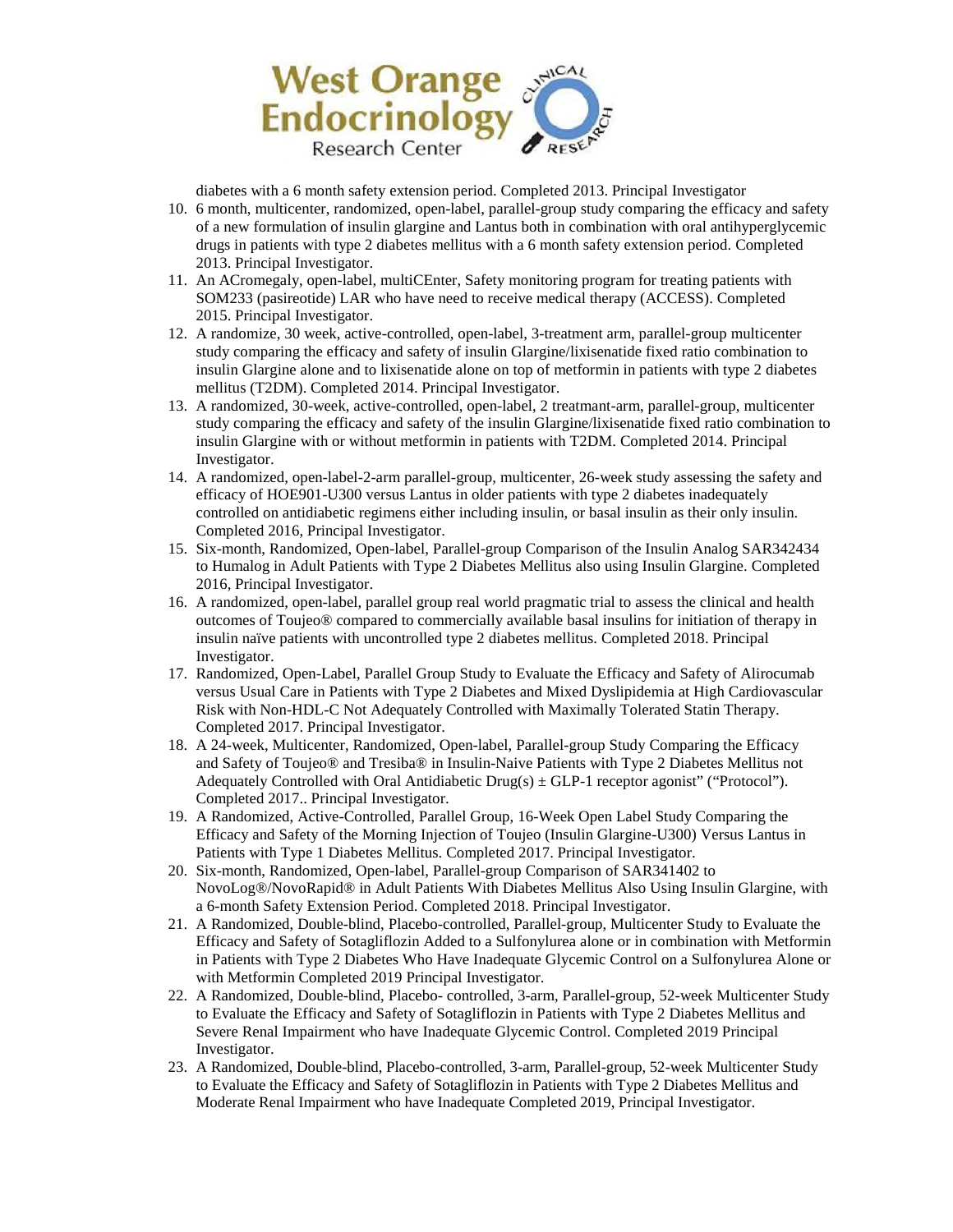diabetes with a 6 month safety extension period. Completed 2013. Principal Investigator

10. 6 month, multicenter, randomized, open-label, parallel-group study comparing the efficacy and safety of a new formulation of insulin glargine and Lantus both in combination with oral antihyperglycemic drugs in patients with type 2 diabetes mellitus with a 6 month safety extension period. Completed 2013. Principal Investigator.
11. An ACromegaly, open-label, multiCEnter, Safety monitoring program for treating patients with SOM233 (pasireotide) LAR who have need to receive medical therapy (ACCESS). Completed 2015. Principal Investigator.
12. A randomize, 30 week, active-controlled, open-label, 3-treatment arm, parallel-group multicenter study comparing the efficacy and safety of insulin Glargine/lixisenatide fixed ratio combination to insulin Glargine alone and to lixisenatide alone on top of metformin in patients with type 2 diabetes mellitus (T2DM). Completed 2014. Principal Investigator.
13. A randomized, 30-week, active-controlled, open-label, 2 treatmant-arm, parallel-group, multicenter study comparing the efficacy and safety of the insulin Glargine/lixisenatide fixed ratio combination to insulin Glargine with or without metformin in patients with T2DM. Completed 2014. Principal Investigator.
14. A randomized, open-label-2-arm parallel-group, multicenter, 26-week study assessing the safety and efficacy of HOE901-U300 versus Lantus in older patients with type 2 diabetes inadequately controlled on antidiabetic regimens either including insulin, or basal insulin as their only insulin. Completed 2016, Principal Investigator.
15. Six-month, Randomized, Open-label, Parallel-group Comparison of the Insulin Analog SAR342434 to Humalog in Adult Patients with Type 2 Diabetes Mellitus also using Insulin Glargine. Completed 2016, Principal Investigator.
16. A randomized, open-label, parallel group real world pragmatic trial to assess the clinical and health outcomes of Toujeo® compared to commercially available basal insulins for initiation of therapy in insulin naïve patients with uncontrolled type 2 diabetes mellitus. Completed 2018. Principal Investigator.
17. Randomized, Open-Label, Parallel Group Study to Evaluate the Efficacy and Safety of Alirocumab versus Usual Care in Patients with Type 2 Diabetes and Mixed Dyslipidemia at High Cardiovascular Risk with Non-HDL-C Not Adequately Controlled with Maximally Tolerated Statin Therapy. Completed 2017. Principal Investigator.
18. A 24-week, Multicenter, Randomized, Open-label, Parallel-group Study Comparing the Efficacy and Safety of Toujeo® and Tresiba® in Insulin-Naive Patients with Type 2 Diabetes Mellitus not Adequately Controlled with Oral Antidiabetic Drug(s) ± GLP-1 receptor agonist" ("Protocol"). Completed 2017.. Principal Investigator.
19. A Randomized, Active-Controlled, Parallel Group, 16-Week Open Label Study Comparing the Efficacy and Safety of the Morning Injection of Toujeo (Insulin Glargine-U300) Versus Lantus in Patients with Type 1 Diabetes Mellitus. Completed 2017. Principal Investigator.
20. Six-month, Randomized, Open-label, Parallel-group Comparison of SAR341402 to NovoLog®/NovoRapid® in Adult Patients With Diabetes Mellitus Also Using Insulin Glargine, with a 6-month Safety Extension Period. Completed 2018. Principal Investigator.
21. A Randomized, Double-blind, Placebo-controlled, Parallel-group, Multicenter Study to Evaluate the Efficacy and Safety of Sotagliflozin Added to a Sulfonylurea alone or in combination with Metformin in Patients with Type 2 Diabetes Who Have Inadequate Glycemic Control on a Sulfonylurea Alone or with Metformin Completed 2019 Principal Investigator.
22. A Randomized, Double-blind, Placebo- controlled, 3-arm, Parallel-group, 52-week Multicenter Study to Evaluate the Efficacy and Safety of Sotagliflozin in Patients with Type 2 Diabetes Mellitus and Severe Renal Impairment who have Inadequate Glycemic Control. Completed 2019 Principal Investigator.
23. A Randomized, Double-blind, Placebo-controlled, 3-arm, Parallel-group, 52-week Multicenter Study to Evaluate the Efficacy and Safety of Sotagliflozin in Patients with Type 2 Diabetes Mellitus and Moderate Renal Impairment who have Inadequate Completed 2019, Principal Investigator.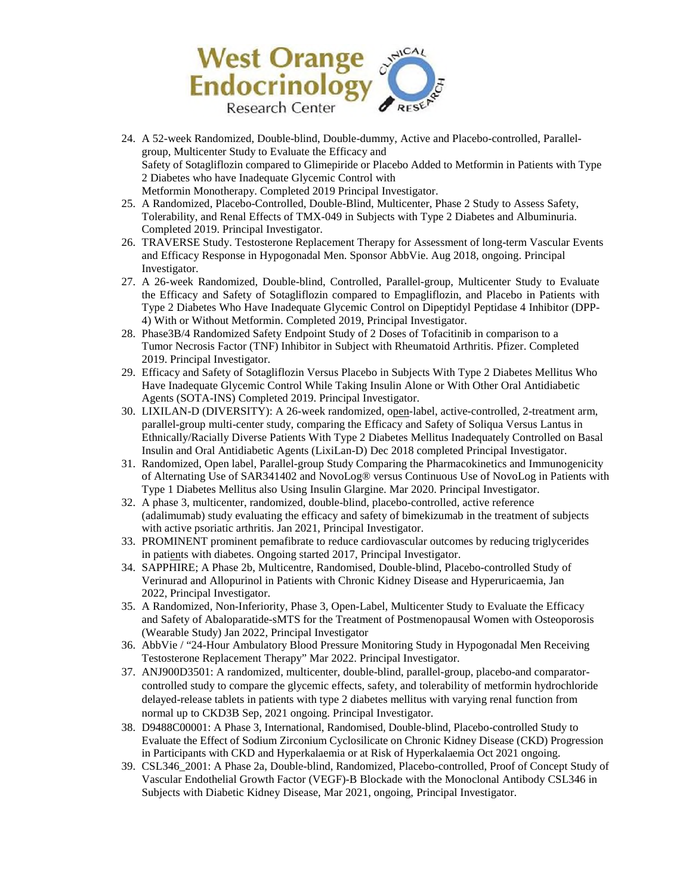24. A 52-week Randomized, Double-blind, Double-dummy, Active and Placebo-controlled, Parallel-group, Multicenter Study to Evaluate the Efficacy and Safety of Sotagliflozin compared to Glimepiride or Placebo Added to Metformin in Patients with Type 2 Diabetes who have Inadequate Glycemic Control with Metformin Monotherapy. Completed 2019 Principal Investigator.
25. A Randomized, Placebo-Controlled, Double-Blind, Multicenter, Phase 2 Study to Assess Safety, Tolerability, and Renal Effects of TMX-049 in Subjects with Type 2 Diabetes and Albuminuria. Completed 2019. Principal Investigator.
26. TRAVERSE Study. Testosterone Replacement Therapy for Assessment of long-term Vascular Events and Efficacy Response in Hypogonadal Men. Sponsor AbbVie. Aug 2018, ongoing. Principal Investigator.
27. A 26-week Randomized, Double-blind, Controlled, Parallel-group, Multicenter Study to Evaluate the Efficacy and Safety of Sotagliflozin compared to Empagliflozin, and Placebo in Patients with Type 2 Diabetes Who Have Inadequate Glycemic Control on Dipeptidyl Peptidase 4 Inhibitor (DPP-4) With or Without Metformin. Completed 2019, Principal Investigator.
28. Phase3B/4 Randomized Safety Endpoint Study of 2 Doses of Tofacitinib in comparison to a Tumor Necrosis Factor (TNF) Inhibitor in Subject with Rheumatoid Arthritis. Pfizer. Completed 2019. Principal Investigator.
29. Efficacy and Safety of Sotagliflozin Versus Placebo in Subjects With Type 2 Diabetes Mellitus Who Have Inadequate Glycemic Control While Taking Insulin Alone or With Other Oral Antidiabetic Agents (SOTA-INS) Completed 2019. Principal Investigator.
30. LIXILAN-D (DIVERSITY): A 26-week randomized, open-label, active-controlled, 2-treatment arm, parallel-group multi-center study, comparing the Efficacy and Safety of Soliqua Versus Lantus in Ethnically/Racially Diverse Patients With Type 2 Diabetes Mellitus Inadequately Controlled on Basal Insulin and Oral Antidiabetic Agents (LixiLan-D) Dec 2018 completed Principal Investigator.
31. Randomized, Open label, Parallel-group Study Comparing the Pharmacokinetics and Immunogenicity of Alternating Use of SAR341402 and NovoLog® versus Continuous Use of NovoLog in Patients with Type 1 Diabetes Mellitus also Using Insulin Glargine. Mar 2020. Principal Investigator.
32. A phase 3, multicenter, randomized, double-blind, placebo-controlled, active reference (adalimumab) study evaluating the efficacy and safety of bimekizumab in the treatment of subjects with active psoriatic arthritis. Jan 2021, Principal Investigator.
33. PROMINENT prominent pemafibrate to reduce cardiovascular outcomes by reducing triglycerides in patients with diabetes. Ongoing started 2017, Principal Investigator.
34. SAPPHIRE; A Phase 2b, Multicentre, Randomised, Double-blind, Placebo-controlled Study of Verinurad and Allopurinol in Patients with Chronic Kidney Disease and Hyperuricaemia, Jan 2022, Principal Investigator.
35. A Randomized, Non-Inferiority, Phase 3, Open-Label, Multicenter Study to Evaluate the Efficacy and Safety of Abaloparatide-sMTS for the Treatment of Postmenopausal Women with Osteoporosis (Wearable Study) Jan 2022, Principal Investigator
36. AbbVie / "24-Hour Ambulatory Blood Pressure Monitoring Study in Hypogonadal Men Receiving Testosterone Replacement Therapy" Mar 2022. Principal Investigator.
37. ANJ900D3501: A randomized, multicenter, double-blind, parallel-group, placebo-and comparator-controlled study to compare the glycemic effects, safety, and tolerability of metformin hydrochloride delayed-release tablets in patients with type 2 diabetes mellitus with varying renal function from normal up to CKD3B Sep, 2021 ongoing. Principal Investigator.
38. D9488C00001: A Phase 3, International, Randomised, Double-blind, Placebo-controlled Study to Evaluate the Effect of Sodium Zirconium Cyclosilicate on Chronic Kidney Disease (CKD) Progression in Participants with CKD and Hyperkalaemia or at Risk of Hyperkalaemia Oct 2021 ongoing.
39. CSL346_2001: A Phase 2a, Double-blind, Randomized, Placebo-controlled, Proof of Concept Study of Vascular Endothelial Growth Factor (VEGF)-B Blockade with the Monoclonal Antibody CSL346 in Subjects with Diabetic Kidney Disease, Mar 2021, ongoing, Principal Investigator.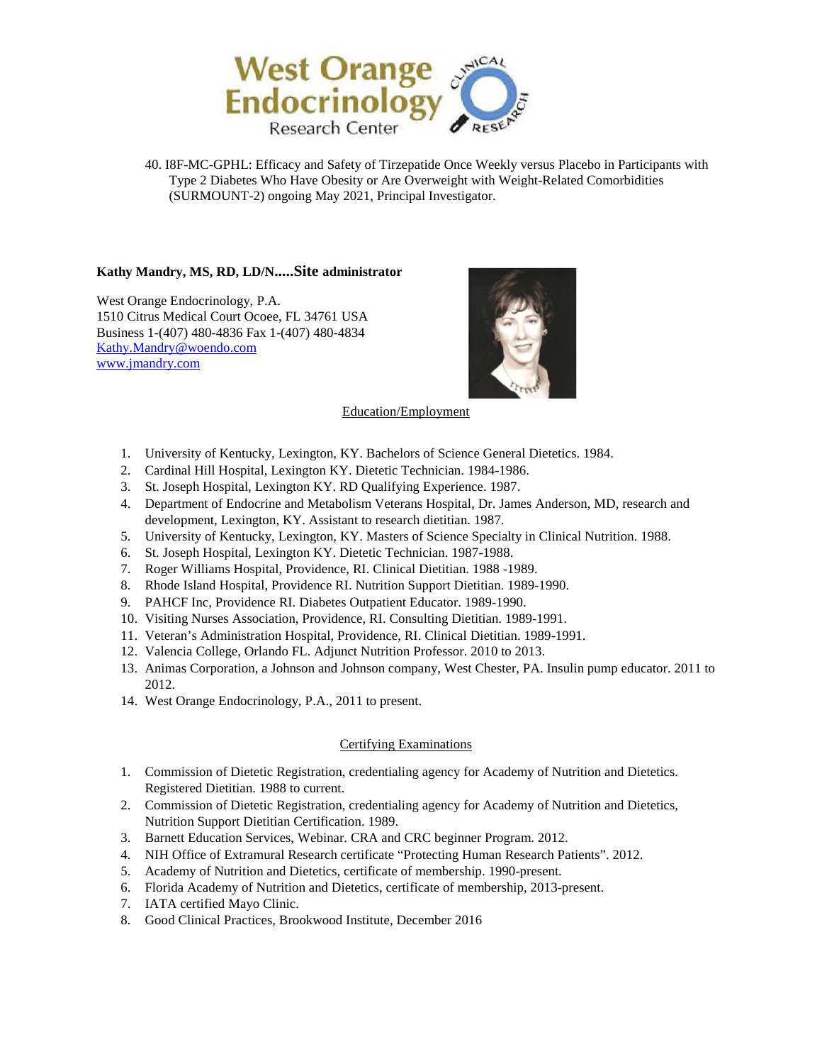40. I8F-MC-GPHL: Efficacy and Safety of Tirzepatide Once Weekly versus Placebo in Participants with Type 2 Diabetes Who Have Obesity or Are Overweight with Weight-Related Comorbidities (SURMOUNT-2) ongoing May 2021, Principal Investigator.

**Kathy Mandry, MS, RD, LD/N.....Site administrator**

West Orange Endocrinology, P.A.
1510 Citrus Medical Court Ocoee, FL 34761 USA
Business 1-(407) 480-4836 Fax 1-(407) 480-4834
Kathy.Mandry@woendo.com
www.jmandry.com

Education/Employment

1. University of Kentucky, Lexington, KY. Bachelors of Science General Dietetics. 1984.
2. Cardinal Hill Hospital, Lexington KY. Dietetic Technician. 1984-1986.
3. St. Joseph Hospital, Lexington KY. RD Qualifying Experience. 1987.
4. Department of Endocrine and Metabolism Veterans Hospital, Dr. James Anderson, MD, research and development, Lexington, KY. Assistant to research dietitian. 1987.
5. University of Kentucky, Lexington, KY. Masters of Science Specialty in Clinical Nutrition. 1988.
6. St. Joseph Hospital, Lexington KY. Dietetic Technician. 1987-1988.
7. Roger Williams Hospital, Providence, RI. Clinical Dietitian. 1988 -1989.
8. Rhode Island Hospital, Providence RI. Nutrition Support Dietitian. 1989-1990.
9. PAHCF Inc, Providence RI. Diabetes Outpatient Educator. 1989-1990.
10. Visiting Nurses Association, Providence, RI. Consulting Dietitian. 1989-1991.
11. Veteran's Administration Hospital, Providence, RI. Clinical Dietitian. 1989-1991.
12. Valencia College, Orlando FL. Adjunct Nutrition Professor. 2010 to 2013.
13. Animas Corporation, a Johnson and Johnson company, West Chester, PA. Insulin pump educator. 2011 to 2012.
14. West Orange Endocrinology, P.A., 2011 to present.

Certifying Examinations

1. Commission of Dietetic Registration, credentialing agency for Academy of Nutrition and Dietetics. Registered Dietitian. 1988 to current.
2. Commission of Dietetic Registration, credentialing agency for Academy of Nutrition and Dietetics, Nutrition Support Dietitian Certification. 1989.
3. Barnett Education Services, Webinar. CRA and CRC beginner Program. 2012.
4. NIH Office of Extramural Research certificate "Protecting Human Research Patients". 2012.
5. Academy of Nutrition and Dietetics, certificate of membership. 1990-present.
6. Florida Academy of Nutrition and Dietetics, certificate of membership, 2013-present.
7. IATA certified Mayo Clinic.
8. Good Clinical Practices, Brookwood Institute, December 2016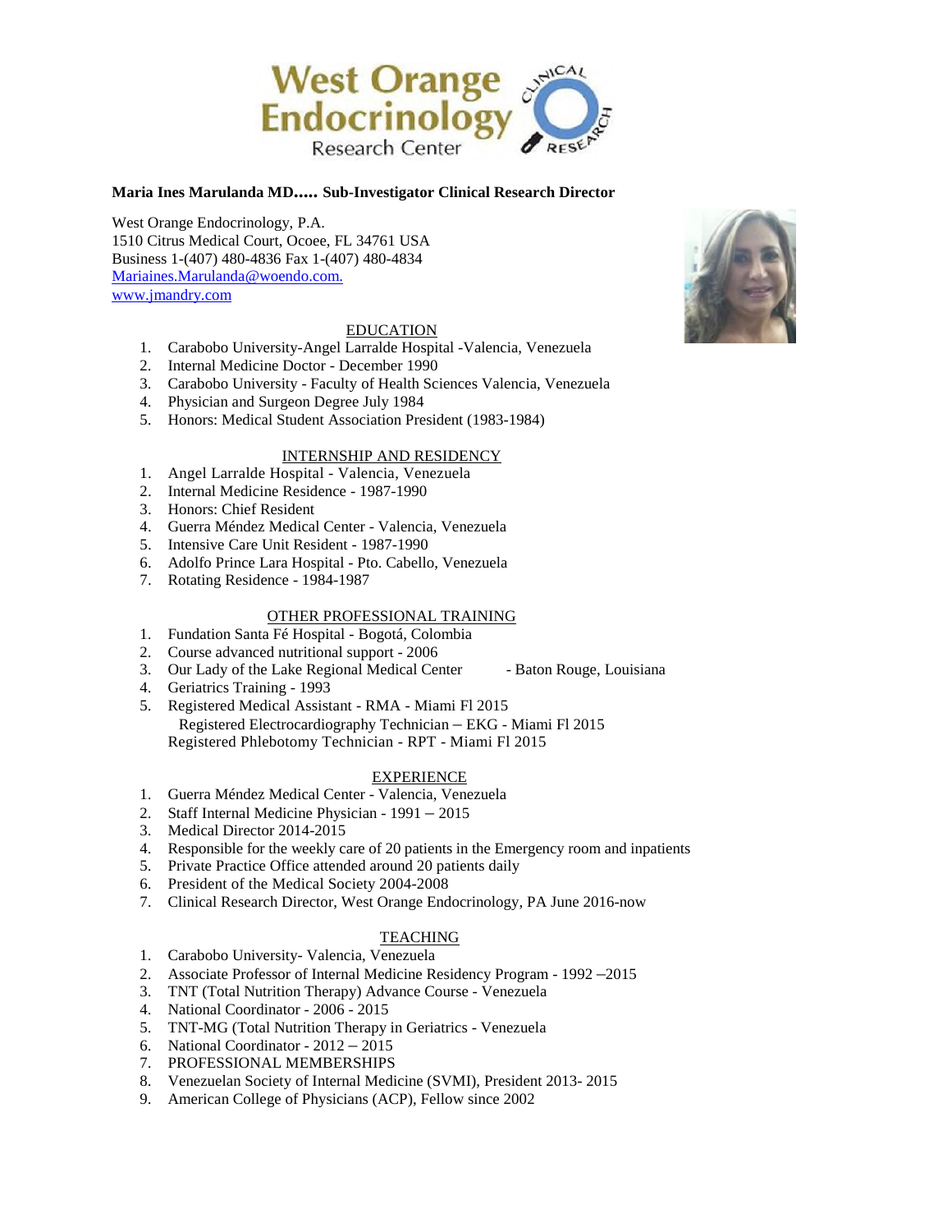West Orange Endocrinology Research Center

**Maria Ines Marulanda MD….. Sub-Investigator Clinical Research Director**

West Orange Endocrinology, P.A.
1510 Citrus Medical Court, Ocoee, FL 34761 USA
Business 1-(407) 480-4836 Fax 1-(407) 480-4834
Mariaines.Marulanda@woendo.com.
www.jmandry.com

## EDUCATION

1. Carabobo University-Angel Larralde Hospital -Valencia, Venezuela
2. Internal Medicine Doctor - December 1990
3. Carabobo University - Faculty of Health Sciences Valencia, Venezuela
4. Physician and Surgeon Degree July 1984
5. Honors: Medical Student Association President (1983-1984)

## INTERNSHIP AND RESIDENCY

1. Angel Larralde Hospital - Valencia, Venezuela
2. Internal Medicine Residence - 1987-1990
3. Honors: Chief Resident
4. Guerra Méndez Medical Center - Valencia, Venezuela
5. Intensive Care Unit Resident - 1987-1990
6. Adolfo Prince Lara Hospital - Pto. Cabello, Venezuela
7. Rotating Residence - 1984-1987

## OTHER PROFESSIONAL TRAINING

1. Fundation Santa Fé Hospital - Bogotá, Colombia
2. Course advanced nutritional support - 2006
3. Our Lady of the Lake Regional Medical Center - Baton Rouge, Louisiana
4. Geriatrics Training - 1993
5. Registered Medical Assistant - RMA - Miami Fl 2015
   Registered Electrocardiography Technician – EKG - Miami Fl 2015
   Registered Phlebotomy Technician - RPT - Miami Fl 2015

## EXPERIENCE

1. Guerra Méndez Medical Center - Valencia, Venezuela
2. Staff Internal Medicine Physician - 1991 – 2015
3. Medical Director 2014-2015
4. Responsible for the weekly care of 20 patients in the Emergency room and inpatients
5. Private Practice Office attended around 20 patients daily
6. President of the Medical Society 2004-2008
7. Clinical Research Director, West Orange Endocrinology, PA June 2016-now

## TEACHING

1. Carabobo University- Valencia, Venezuela
2. Associate Professor of Internal Medicine Residency Program - 1992 –2015
3. TNT (Total Nutrition Therapy) Advance Course - Venezuela
4. National Coordinator - 2006 - 2015
5. TNT-MG (Total Nutrition Therapy in Geriatrics - Venezuela
6. National Coordinator - 2012 – 2015
7. PROFESSIONAL MEMBERSHIPS
8. Venezuelan Society of Internal Medicine (SVMI), President 2013- 2015
9. American College of Physicians (ACP), Fellow since 2002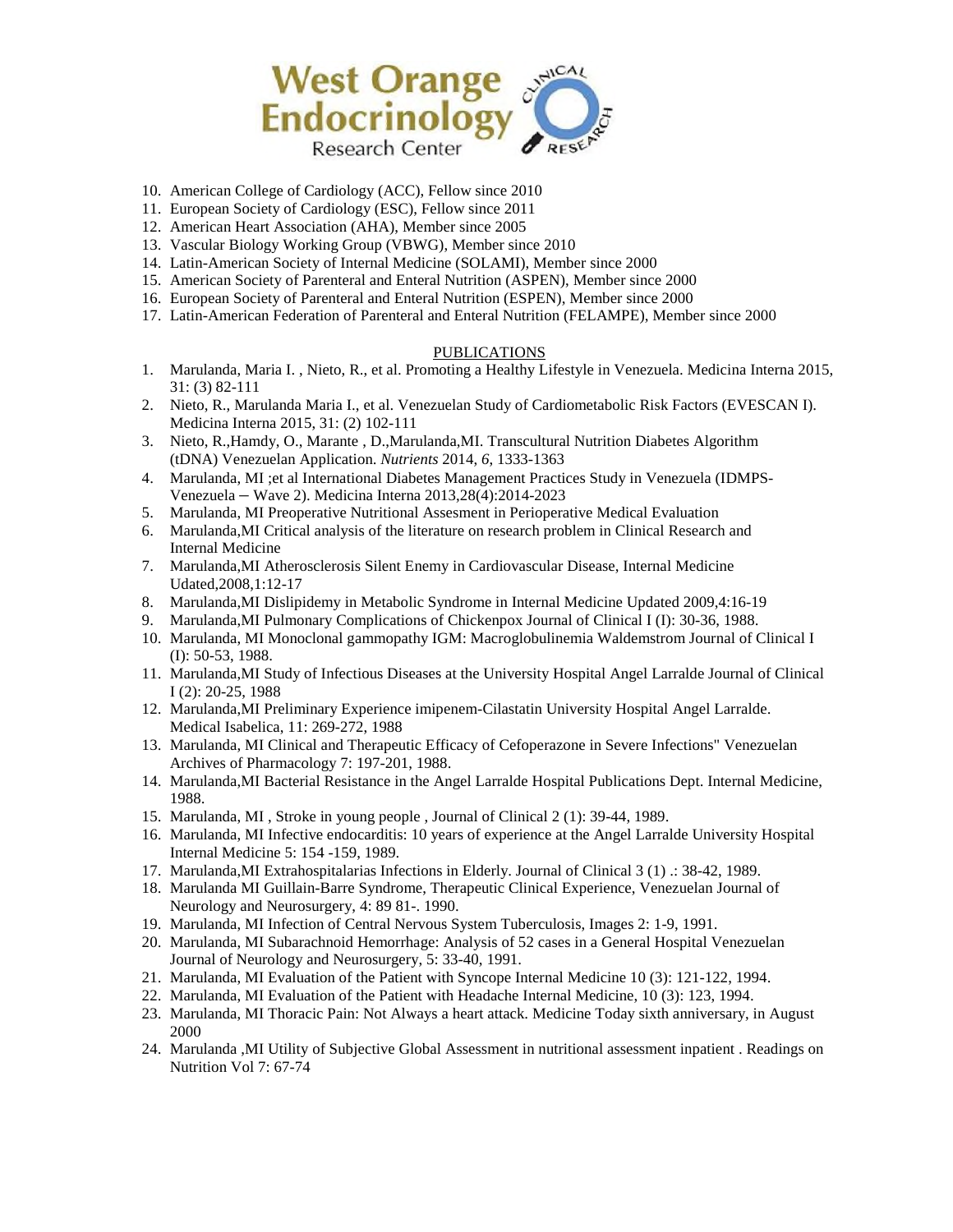10. American College of Cardiology (ACC), Fellow since 2010
11. European Society of Cardiology (ESC), Fellow since 2011
12. American Heart Association (AHA), Member since 2005
13. Vascular Biology Working Group (VBWG), Member since 2010
14. Latin-American Society of Internal Medicine (SOLAMI), Member since 2000
15. American Society of Parenteral and Enteral Nutrition (ASPEN), Member since 2000
16. European Society of Parenteral and Enteral Nutrition (ESPEN), Member since 2000
17. Latin-American Federation of Parenteral and Enteral Nutrition (FELAMPE), Member since 2000

## PUBLICATIONS

1. Marulanda, Maria I. , Nieto, R., et al. Promoting a Healthy Lifestyle in Venezuela. Medicina Interna 2015, 31: (3) 82-111
2. Nieto, R., Marulanda Maria I., et al. Venezuelan Study of Cardiometabolic Risk Factors (EVESCAN I). Medicina Interna 2015, 31: (2) 102-111
3. Nieto, R.,Hamdy, O., Marante , D.,Marulanda,MI. Transcultural Nutrition Diabetes Algorithm (tDNA) Venezuelan Application. *Nutrients* 2014, *6*, 1333-1363
4. Marulanda, MI ;et al International Diabetes Management Practices Study in Venezuela (IDMPS-Venezuela – Wave 2). Medicina Interna 2013,28(4):2014-2023
5. Marulanda, MI Preoperative Nutritional Assesment in Perioperative Medical Evaluation
6. Marulanda,MI Critical analysis of the literature on research problem in Clinical Research and Internal Medicine
7. Marulanda,MI Atherosclerosis Silent Enemy in Cardiovascular Disease, Internal Medicine Udated,2008,1:12-17
8. Marulanda,MI Dislipidemy in Metabolic Syndrome in Internal Medicine Updated 2009,4:16-19
9. Marulanda,MI Pulmonary Complications of Chickenpox Journal of Clinical I (I): 30-36, 1988.
10. Marulanda, MI Monoclonal gammopathy IGM: Macroglobulinemia Waldemstrom Journal of Clinical I (I): 50-53, 1988.
11. Marulanda,MI Study of Infectious Diseases at the University Hospital Angel Larralde Journal of Clinical I (2): 20-25, 1988
12. Marulanda,MI Preliminary Experience imipenem-Cilastatin University Hospital Angel Larralde. Medical Isabelica, 11: 269-272, 1988
13. Marulanda, MI Clinical and Therapeutic Efficacy of Cefoperazone in Severe Infections" Venezuelan Archives of Pharmacology 7: 197-201, 1988.
14. Marulanda,MI Bacterial Resistance in the Angel Larralde Hospital Publications Dept. Internal Medicine, 1988.
15. Marulanda, MI , Stroke in young people , Journal of Clinical 2 (1): 39-44, 1989.
16. Marulanda, MI Infective endocarditis: 10 years of experience at the Angel Larralde University Hospital Internal Medicine 5: 154 -159, 1989.
17. Marulanda,MI Extrahospitalarias Infections in Elderly. Journal of Clinical 3 (1) .: 38-42, 1989.
18. Marulanda MI Guillain-Barre Syndrome, Therapeutic Clinical Experience, Venezuelan Journal of Neurology and Neurosurgery, 4: 89 81-. 1990.
19. Marulanda, MI Infection of Central Nervous System Tuberculosis, Images 2: 1-9, 1991.
20. Marulanda, MI Subarachnoid Hemorrhage: Analysis of 52 cases in a General Hospital Venezuelan Journal of Neurology and Neurosurgery, 5: 33-40, 1991.
21. Marulanda, MI Evaluation of the Patient with Syncope Internal Medicine 10 (3): 121-122, 1994.
22. Marulanda, MI Evaluation of the Patient with Headache Internal Medicine, 10 (3): 123, 1994.
23. Marulanda, MI Thoracic Pain: Not Always a heart attack. Medicine Today sixth anniversary, in August 2000
24. Marulanda ,MI Utility of Subjective Global Assessment in nutritional assessment inpatient . Readings on Nutrition Vol 7: 67-74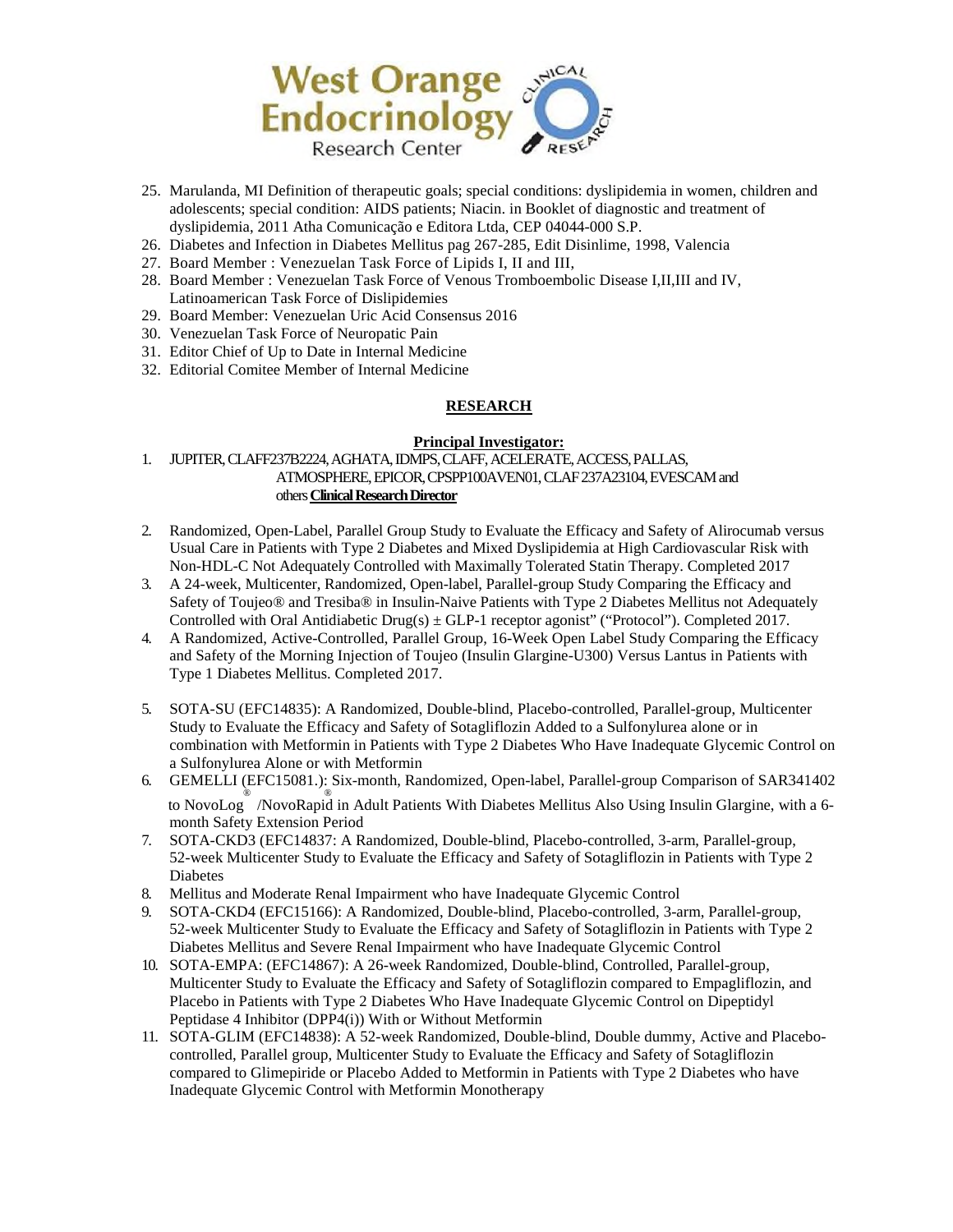25. Marulanda, MI Definition of therapeutic goals; special conditions: dyslipidemia in women, children and adolescents; special condition: AIDS patients; Niacin. in Booklet of diagnostic and treatment of dyslipidemia, 2011 Atha Comunicação e Editora Ltda, CEP 04044-000 S.P.
26. Diabetes and Infection in Diabetes Mellitus pag 267-285, Edit Disinlime, 1998, Valencia
27. Board Member : Venezuelan Task Force of Lipids I, II and III,
28. Board Member : Venezuelan Task Force of Venous Tromboembolic Disease I,II,III and IV, Latinoamerican Task Force of Dislipidemies
29. Board Member: Venezuelan Uric Acid Consensus 2016
30. Venezuelan Task Force of Neuropatic Pain
31. Editor Chief of Up to Date in Internal Medicine
32. Editorial Comitee Member of Internal Medicine

## RESEARCH

### Principal Investigator:

1. JUPITER, CLAFF237B2224, AGHATA, IDMPS, CLAFF, ACELERATE, ACCESS, PALLAS, ATMOSPHERE, EPICOR, CPSPP100AVEN01, CLAF 237A23104, EVESCAM and others **Clinical Research Director**
2. Randomized, Open-Label, Parallel Group Study to Evaluate the Efficacy and Safety of Alirocumab versus Usual Care in Patients with Type 2 Diabetes and Mixed Dyslipidemia at High Cardiovascular Risk with Non-HDL-C Not Adequately Controlled with Maximally Tolerated Statin Therapy. Completed 2017
3. A 24-week, Multicenter, Randomized, Open-label, Parallel-group Study Comparing the Efficacy and Safety of Toujeo® and Tresiba® in Insulin-Naive Patients with Type 2 Diabetes Mellitus not Adequately Controlled with Oral Antidiabetic Drug(s) ± GLP-1 receptor agonist" ("Protocol"). Completed 2017.
4. A Randomized, Active-Controlled, Parallel Group, 16-Week Open Label Study Comparing the Efficacy and Safety of the Morning Injection of Toujeo (Insulin Glargine-U300) Versus Lantus in Patients with Type 1 Diabetes Mellitus. Completed 2017.
5. SOTA-SU (EFC14835): A Randomized, Double-blind, Placebo-controlled, Parallel-group, Multicenter Study to Evaluate the Efficacy and Safety of Sotagliflozin Added to a Sulfonylurea alone or in combination with Metformin in Patients with Type 2 Diabetes Who Have Inadequate Glycemic Control on a Sulfonylurea Alone or with Metformin
6. GEMELLI (EFC15081.): Six-month, Randomized, Open-label, Parallel-group Comparison of SAR341402 to NovoLog® /NovoRapid® in Adult Patients With Diabetes Mellitus Also Using Insulin Glargine, with a 6-month Safety Extension Period
7. SOTA-CKD3 (EFC14837: A Randomized, Double-blind, Placebo-controlled, 3-arm, Parallel-group, 52-week Multicenter Study to Evaluate the Efficacy and Safety of Sotagliflozin in Patients with Type 2 Diabetes
8. Mellitus and Moderate Renal Impairment who have Inadequate Glycemic Control
9. SOTA-CKD4 (EFC15166): A Randomized, Double-blind, Placebo-controlled, 3-arm, Parallel-group, 52-week Multicenter Study to Evaluate the Efficacy and Safety of Sotagliflozin in Patients with Type 2 Diabetes Mellitus and Severe Renal Impairment who have Inadequate Glycemic Control
10. SOTA-EMPA: (EFC14867): A 26-week Randomized, Double-blind, Controlled, Parallel-group, Multicenter Study to Evaluate the Efficacy and Safety of Sotagliflozin compared to Empagliflozin, and Placebo in Patients with Type 2 Diabetes Who Have Inadequate Glycemic Control on Dipeptidyl Peptidase 4 Inhibitor (DPP4(i)) With or Without Metformin
11. SOTA-GLIM (EFC14838): A 52-week Randomized, Double-blind, Double dummy, Active and Placebo-controlled, Parallel group, Multicenter Study to Evaluate the Efficacy and Safety of Sotagliflozin compared to Glimepiride or Placebo Added to Metformin in Patients with Type 2 Diabetes who have Inadequate Glycemic Control with Metformin Monotherapy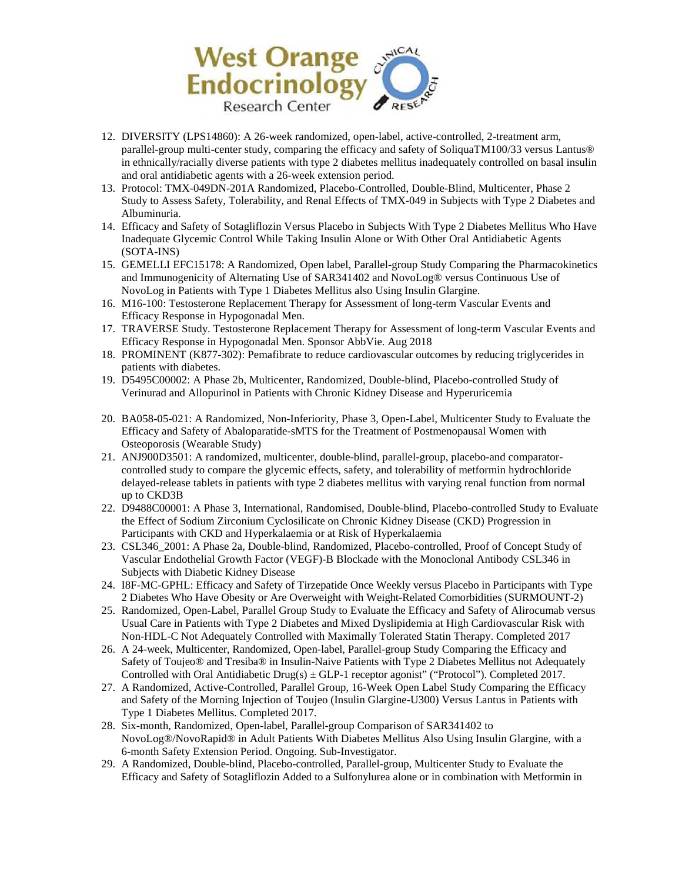12. DIVERSITY (LPS14860): A 26-week randomized, open-label, active-controlled, 2-treatment arm, parallel-group multi-center study, comparing the efficacy and safety of SoliquaTM100/33 versus Lantus® in ethnically/racially diverse patients with type 2 diabetes mellitus inadequately controlled on basal insulin and oral antidiabetic agents with a 26-week extension period.
13. Protocol: TMX-049DN-201A Randomized, Placebo-Controlled, Double-Blind, Multicenter, Phase 2 Study to Assess Safety, Tolerability, and Renal Effects of TMX-049 in Subjects with Type 2 Diabetes and Albuminuria.
14. Efficacy and Safety of Sotagliflozin Versus Placebo in Subjects With Type 2 Diabetes Mellitus Who Have Inadequate Glycemic Control While Taking Insulin Alone or With Other Oral Antidiabetic Agents (SOTA-INS)
15. GEMELLI EFC15178: A Randomized, Open label, Parallel-group Study Comparing the Pharmacokinetics and Immunogenicity of Alternating Use of SAR341402 and NovoLog® versus Continuous Use of NovoLog in Patients with Type 1 Diabetes Mellitus also Using Insulin Glargine.
16. M16-100: Testosterone Replacement Therapy for Assessment of long-term Vascular Events and Efficacy Response in Hypogonadal Men.
17. TRAVERSE Study. Testosterone Replacement Therapy for Assessment of long-term Vascular Events and Efficacy Response in Hypogonadal Men. Sponsor AbbVie. Aug 2018
18. PROMINENT (K877-302): Pemafibrate to reduce cardiovascular outcomes by reducing triglycerides in patients with diabetes.
19. D5495C00002: A Phase 2b, Multicenter, Randomized, Double-blind, Placebo-controlled Study of Verinurad and Allopurinol in Patients with Chronic Kidney Disease and Hyperuricemia
20. BA058-05-021: A Randomized, Non-Inferiority, Phase 3, Open-Label, Multicenter Study to Evaluate the Efficacy and Safety of Abaloparatide-sMTS for the Treatment of Postmenopausal Women with Osteoporosis (Wearable Study)
21. ANJ900D3501: A randomized, multicenter, double-blind, parallel-group, placebo-and comparator-controlled study to compare the glycemic effects, safety, and tolerability of metformin hydrochloride delayed-release tablets in patients with type 2 diabetes mellitus with varying renal function from normal up to CKD3B
22. D9488C00001: A Phase 3, International, Randomised, Double-blind, Placebo-controlled Study to Evaluate the Effect of Sodium Zirconium Cyclosilicate on Chronic Kidney Disease (CKD) Progression in Participants with CKD and Hyperkalaemia or at Risk of Hyperkalaemia
23. CSL346_2001: A Phase 2a, Double-blind, Randomized, Placebo-controlled, Proof of Concept Study of Vascular Endothelial Growth Factor (VEGF)-B Blockade with the Monoclonal Antibody CSL346 in Subjects with Diabetic Kidney Disease
24. I8F-MC-GPHL: Efficacy and Safety of Tirzepatide Once Weekly versus Placebo in Participants with Type 2 Diabetes Who Have Obesity or Are Overweight with Weight-Related Comorbidities (SURMOUNT-2)
25. Randomized, Open-Label, Parallel Group Study to Evaluate the Efficacy and Safety of Alirocumab versus Usual Care in Patients with Type 2 Diabetes and Mixed Dyslipidemia at High Cardiovascular Risk with Non-HDL-C Not Adequately Controlled with Maximally Tolerated Statin Therapy. Completed 2017
26. A 24-week, Multicenter, Randomized, Open-label, Parallel-group Study Comparing the Efficacy and Safety of Toujeo® and Tresiba® in Insulin-Naive Patients with Type 2 Diabetes Mellitus not Adequately Controlled with Oral Antidiabetic Drug(s) ± GLP-1 receptor agonist" ("Protocol"). Completed 2017.
27. A Randomized, Active-Controlled, Parallel Group, 16-Week Open Label Study Comparing the Efficacy and Safety of the Morning Injection of Toujeo (Insulin Glargine-U300) Versus Lantus in Patients with Type 1 Diabetes Mellitus. Completed 2017.
28. Six-month, Randomized, Open-label, Parallel-group Comparison of SAR341402 to NovoLog®/NovoRapid® in Adult Patients With Diabetes Mellitus Also Using Insulin Glargine, with a 6-month Safety Extension Period. Ongoing. Sub-Investigator.
29. A Randomized, Double-blind, Placebo-controlled, Parallel-group, Multicenter Study to Evaluate the Efficacy and Safety of Sotagliflozin Added to a Sulfonylurea alone or in combination with Metformin in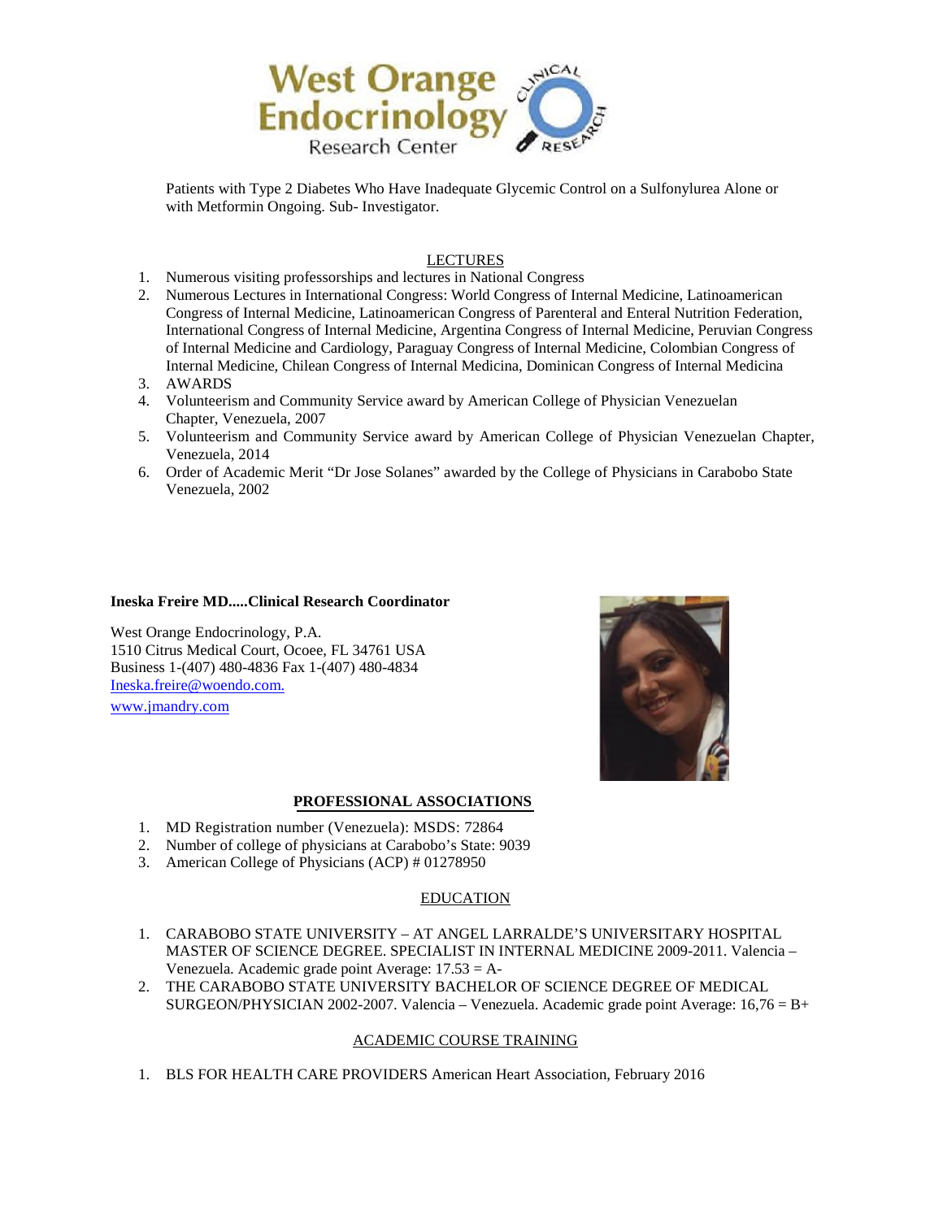Patients with Type 2 Diabetes Who Have Inadequate Glycemic Control on a Sulfonylurea Alone or with Metformin Ongoing. Sub- Investigator.

## LECTURES

1. Numerous visiting professorships and lectures in National Congress
2. Numerous Lectures in International Congress: World Congress of Internal Medicine, Latinoamerican Congress of Internal Medicine, Latinoamerican Congress of Parenteral and Enteral Nutrition Federation, International Congress of Internal Medicine, Argentina Congress of Internal Medicine, Peruvian Congress of Internal Medicine and Cardiology, Paraguay Congress of Internal Medicine, Colombian Congress of Internal Medicine, Chilean Congress of Internal Medicina, Dominican Congress of Internal Medicina
3. AWARDS
4. Volunteerism and Community Service award by American College of Physician Venezuelan Chapter, Venezuela, 2007
5. Volunteerism and Community Service award by American College of Physician Venezuelan Chapter, Venezuela, 2014
6. Order of Academic Merit "Dr Jose Solanes" awarded by the College of Physicians in Carabobo State Venezuela, 2002

**Ineska Freire MD.....Clinical Research Coordinator**

West Orange Endocrinology, P.A.
1510 Citrus Medical Court, Ocoee, FL 34761 USA
Business 1-(407) 480-4836 Fax 1-(407) 480-4834
Ineska.freire@woendo.com.
www.jmandry.com

## PROFESSIONAL ASSOCIATIONS

1. MD Registration number (Venezuela): MSDS: 72864
2. Number of college of physicians at Carabobo's State: 9039
3. American College of Physicians (ACP) # 01278950

## EDUCATION

1. CARABOBO STATE UNIVERSITY – AT ANGEL LARRALDE'S UNIVERSITARY HOSPITAL MASTER OF SCIENCE DEGREE. SPECIALIST IN INTERNAL MEDICINE 2009-2011. Valencia – Venezuela. Academic grade point Average: 17.53 = A-
2. THE CARABOBO STATE UNIVERSITY BACHELOR OF SCIENCE DEGREE OF MEDICAL SURGEON/PHYSICIAN 2002-2007. Valencia – Venezuela. Academic grade point Average: 16,76 = B+

## ACADEMIC COURSE TRAINING

1. BLS FOR HEALTH CARE PROVIDERS American Heart Association, February 2016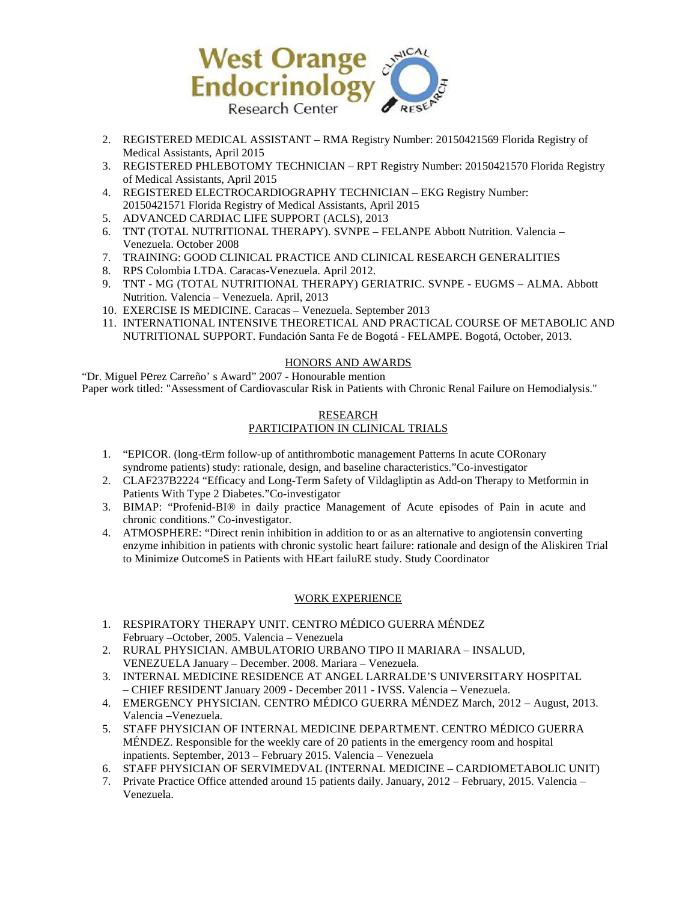2. REGISTERED MEDICAL ASSISTANT – RMA Registry Number: 20150421569 Florida Registry of Medical Assistants, April 2015
3. REGISTERED PHLEBOTOMY TECHNICIAN – RPT Registry Number: 20150421570 Florida Registry of Medical Assistants, April 2015
4. REGISTERED ELECTROCARDIOGRAPHY TECHNICIAN – EKG Registry Number: 20150421571 Florida Registry of Medical Assistants, April 2015
5. ADVANCED CARDIAC LIFE SUPPORT (ACLS), 2013
6. TNT (TOTAL NUTRITIONAL THERAPY). SVNPE – FELANPE Abbott Nutrition. Valencia – Venezuela. October 2008
7. TRAINING: GOOD CLINICAL PRACTICE AND CLINICAL RESEARCH GENERALITIES
8. RPS Colombia LTDA. Caracas-Venezuela. April 2012.
9. TNT - MG (TOTAL NUTRITIONAL THERAPY) GERIATRIC. SVNPE - EUGMS – ALMA. Abbott Nutrition. Valencia – Venezuela. April, 2013
10. EXERCISE IS MEDICINE. Caracas – Venezuela. September 2013
11. INTERNATIONAL INTENSIVE THEORETICAL AND PRACTICAL COURSE OF METABOLIC AND NUTRITIONAL SUPPORT. Fundación Santa Fe de Bogotá - FELAMPE. Bogotá, October, 2013.

## HONORS AND AWARDS

"Dr. Miguel Perez Carreño' s Award" 2007 - Honourable mention
Paper work titled: "Assessment of Cardiovascular Risk in Patients with Chronic Renal Failure on Hemodialysis."

## RESEARCH
## PARTICIPATION IN CLINICAL TRIALS

1. "EPICOR. (long-tErm follow-up of antithrombotic management Patterns In acute CORonary syndrome patients) study: rationale, design, and baseline characteristics."Co-investigator
2. CLAF237B2224 "Efficacy and Long-Term Safety of Vildagliptin as Add-on Therapy to Metformin in Patients With Type 2 Diabetes."Co-investigator
3. BIMAP: "Profenid-BI® in daily practice Management of Acute episodes of Pain in acute and chronic conditions." Co-investigator.
4. ATMOSPHERE: "Direct renin inhibition in addition to or as an alternative to angiotensin converting enzyme inhibition in patients with chronic systolic heart failure: rationale and design of the Aliskiren Trial to Minimize OutcomeS in Patients with HEart failuRE study. Study Coordinator

## WORK EXPERIENCE

1. RESPIRATORY THERAPY UNIT. CENTRO MÉDICO GUERRA MÉNDEZ February –October, 2005. Valencia – Venezuela
2. RURAL PHYSICIAN. AMBULATORIO URBANO TIPO II MARIARA – INSALUD, VENEZUELA January – December. 2008. Mariara – Venezuela.
3. INTERNAL MEDICINE RESIDENCE AT ANGEL LARRALDE'S UNIVERSITARY HOSPITAL – CHIEF RESIDENT January 2009 - December 2011 - IVSS. Valencia – Venezuela.
4. EMERGENCY PHYSICIAN. CENTRO MÉDICO GUERRA MÉNDEZ March, 2012 – August, 2013. Valencia –Venezuela.
5. STAFF PHYSICIAN OF INTERNAL MEDICINE DEPARTMENT. CENTRO MÉDICO GUERRA MÉNDEZ. Responsible for the weekly care of 20 patients in the emergency room and hospital inpatients. September, 2013 – February 2015. Valencia – Venezuela
6. STAFF PHYSICIAN OF SERVIMEDVAL (INTERNAL MEDICINE – CARDIOMETABOLIC UNIT)
7. Private Practice Office attended around 15 patients daily. January, 2012 – February, 2015. Valencia – Venezuela.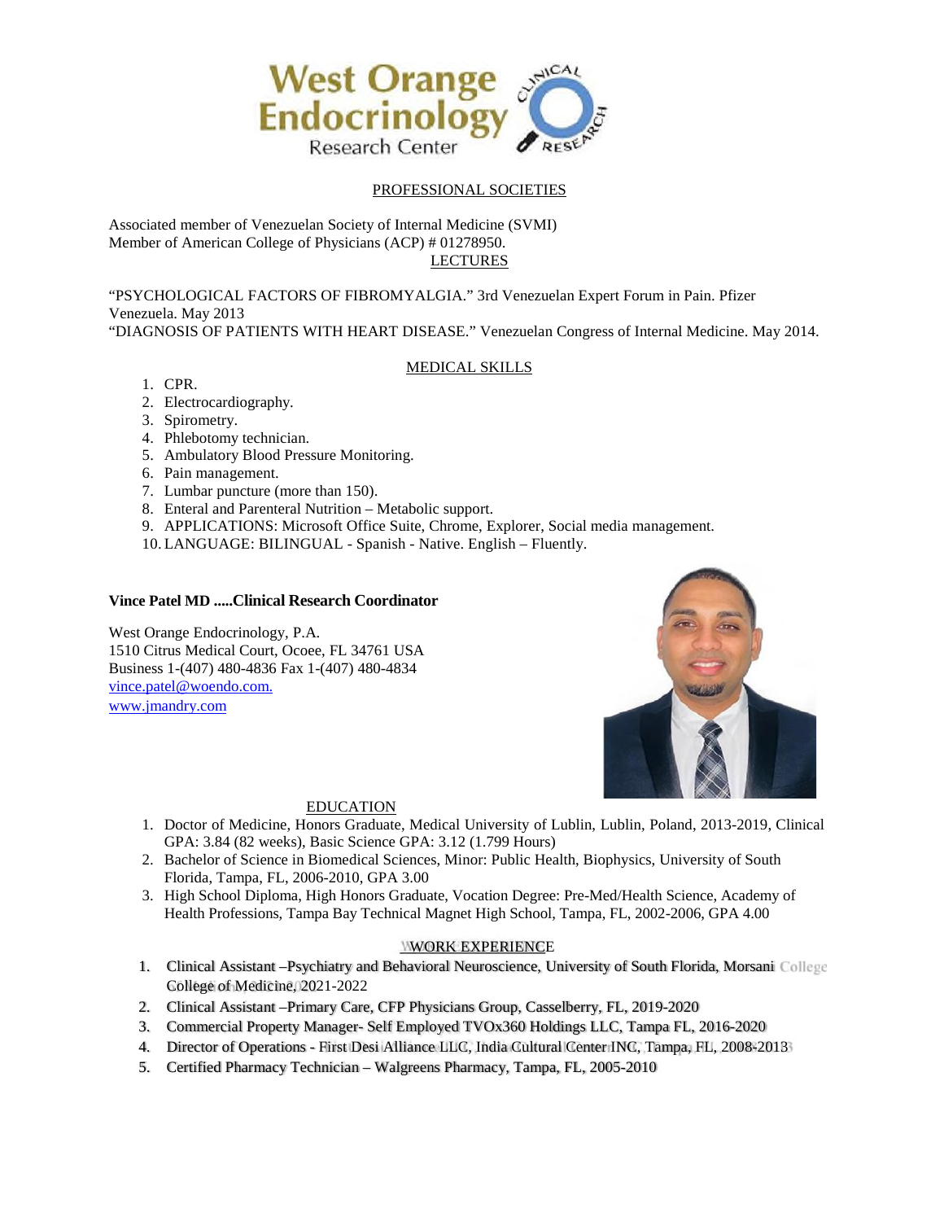PROFESSIONAL SOCIETIES

Associated member of Venezuelan Society of Internal Medicine (SVMI)
Member of American College of Physicians (ACP) # 01278950.

LECTURES

"PSYCHOLOGICAL FACTORS OF FIBROMYALGIA." 3rd Venezuelan Expert Forum in Pain. Pfizer Venezuela. May 2013
"DIAGNOSIS OF PATIENTS WITH HEART DISEASE." Venezuelan Congress of Internal Medicine. May 2014.

MEDICAL SKILLS

1. CPR.
2. Electrocardiography.
3. Spirometry.
4. Phlebotomy technician.
5. Ambulatory Blood Pressure Monitoring.
6. Pain management.
7. Lumbar puncture (more than 150).
8. Enteral and Parenteral Nutrition – Metabolic support.
9. APPLICATIONS: Microsoft Office Suite, Chrome, Explorer, Social media management.
10. LANGUAGE: BILINGUAL - Spanish - Native. English – Fluently.

**Vince Patel MD .....Clinical Research Coordinator**

West Orange Endocrinology, P.A.
1510 Citrus Medical Court, Ocoee, FL 34761 USA
Business 1-(407) 480-4836 Fax 1-(407) 480-4834
vince.patel@woendo.com.
www.jmandry.com

EDUCATION

1. Doctor of Medicine, Honors Graduate, Medical University of Lublin, Lublin, Poland, 2013-2019, Clinical GPA: 3.84 (82 weeks), Basic Science GPA: 3.12 (1.799 Hours)
2. Bachelor of Science in Biomedical Sciences, Minor: Public Health, Biophysics, University of South Florida, Tampa, FL, 2006-2010, GPA 3.00
3. High School Diploma, High Honors Graduate, Vocation Degree: Pre-Med/Health Science, Academy of Health Professions, Tampa Bay Technical Magnet High School, Tampa, FL, 2002-2006, GPA 4.00

WORK EXPERIENCE

1. Clinical Assistant –Psychiatry and Behavioral Neuroscience, University of South Florida, Morsani College of Medicine, 2021-2022
2. Clinical Assistant –Primary Care, CFP Physicians Group, Casselberry, FL, 2019-2020
3. Commercial Property Manager- Self Employed TVOx360 Holdings LLC, Tampa FL, 2016-2020
4. Director of Operations - First Desi Alliance LLC, India Cultural Center INC, Tampa, FL, 2008-2013
5. Certified Pharmacy Technician – Walgreens Pharmacy, Tampa, FL, 2005-2010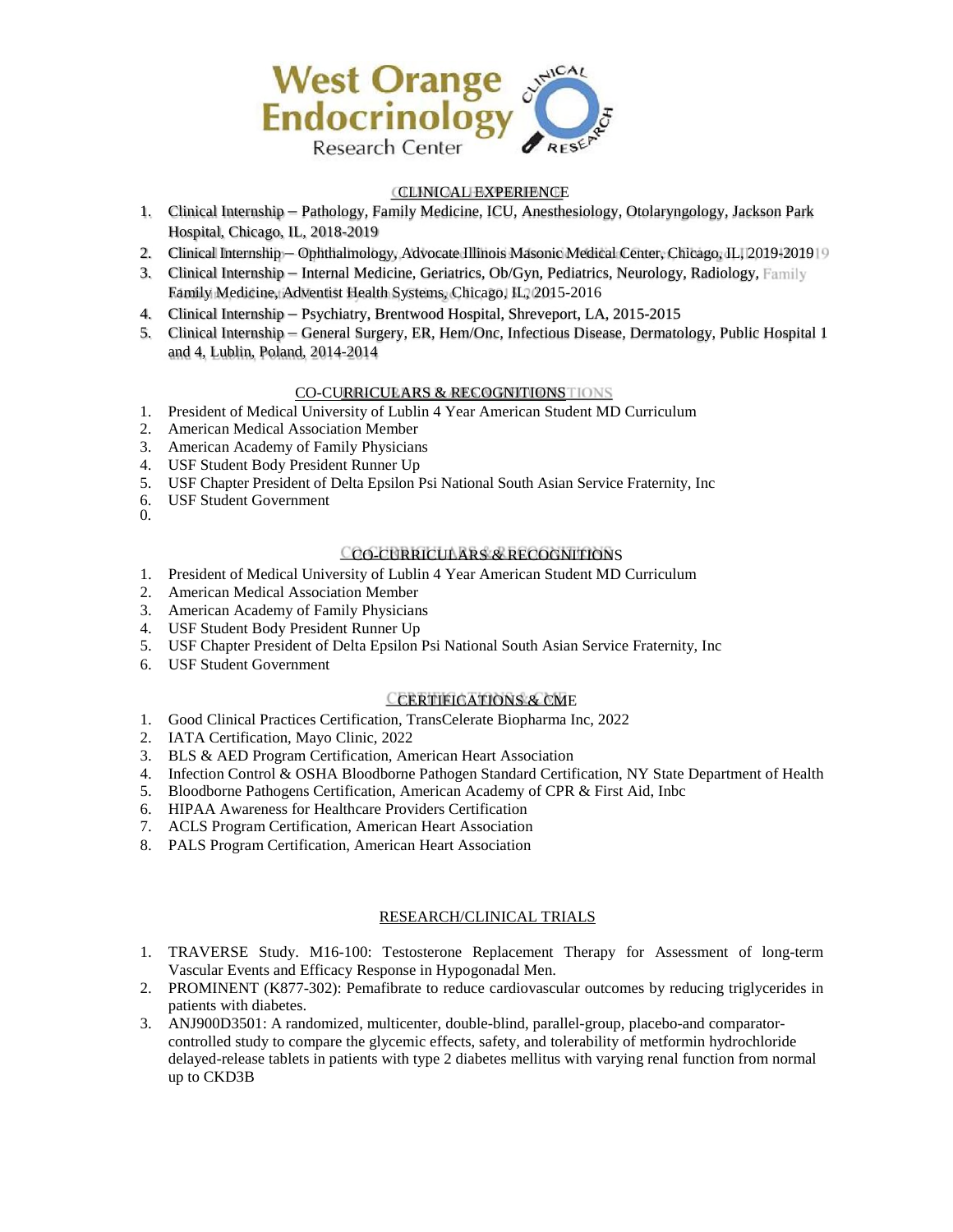West Orange Endocrinology Research Center

## CLINICAL EXPERIENCE

1. Clinical Internship – Pathology, Family Medicine, ICU, Anesthesiology, Otolaryngology, Jackson Park Hospital, Chicago, IL, 2018-2019
2. Clinical Internship – Ophthalmology, Advocate Illinois Masonic Medical Center, Chicago, IL, 2019-2019
3. Clinical Internship – Internal Medicine, Geriatrics, Ob/Gyn, Pediatrics, Neurology, Radiology, Family Medicine, Adventist Health Systems, Chicago, IL, 2015-2016
4. Clinical Internship – Psychiatry, Brentwood Hospital, Shreveport, LA, 2015-2015
5. Clinical Internship – General Surgery, ER, Hem/Onc, Infectious Disease, Dermatology, Public Hospital 1 and 4, Lublin, Poland, 2014-2014

## CO-CURRICULARS & RECOGNITIONS

1. President of Medical University of Lublin 4 Year American Student MD Curriculum
2. American Medical Association Member
3. American Academy of Family Physicians
4. USF Student Body President Runner Up
5. USF Chapter President of Delta Epsilon Psi National South Asian Service Fraternity, Inc
6. USF Student Government

0.

## CO-CURRICULARS & RECOGNITIONS

1. President of Medical University of Lublin 4 Year American Student MD Curriculum
2. American Medical Association Member
3. American Academy of Family Physicians
4. USF Student Body President Runner Up
5. USF Chapter President of Delta Epsilon Psi National South Asian Service Fraternity, Inc
6. USF Student Government

## CERTIFICATIONS & CME

1. Good Clinical Practices Certification, TransCelerate Biopharma Inc, 2022
2. IATA Certification, Mayo Clinic, 2022
3. BLS & AED Program Certification, American Heart Association
4. Infection Control & OSHA Bloodborne Pathogen Standard Certification, NY State Department of Health
5. Bloodborne Pathogens Certification, American Academy of CPR & First Aid, Inbc
6. HIPAA Awareness for Healthcare Providers Certification
7. ACLS Program Certification, American Heart Association
8. PALS Program Certification, American Heart Association

## RESEARCH/CLINICAL TRIALS

1. TRAVERSE Study. M16-100: Testosterone Replacement Therapy for Assessment of long-term Vascular Events and Efficacy Response in Hypogonadal Men.
2. PROMINENT (K877-302): Pemafibrate to reduce cardiovascular outcomes by reducing triglycerides in patients with diabetes.
3. ANJ900D3501: A randomized, multicenter, double-blind, parallel-group, placebo-and comparator-controlled study to compare the glycemic effects, safety, and tolerability of metformin hydrochloride delayed-release tablets in patients with type 2 diabetes mellitus with varying renal function from normal up to CKD3B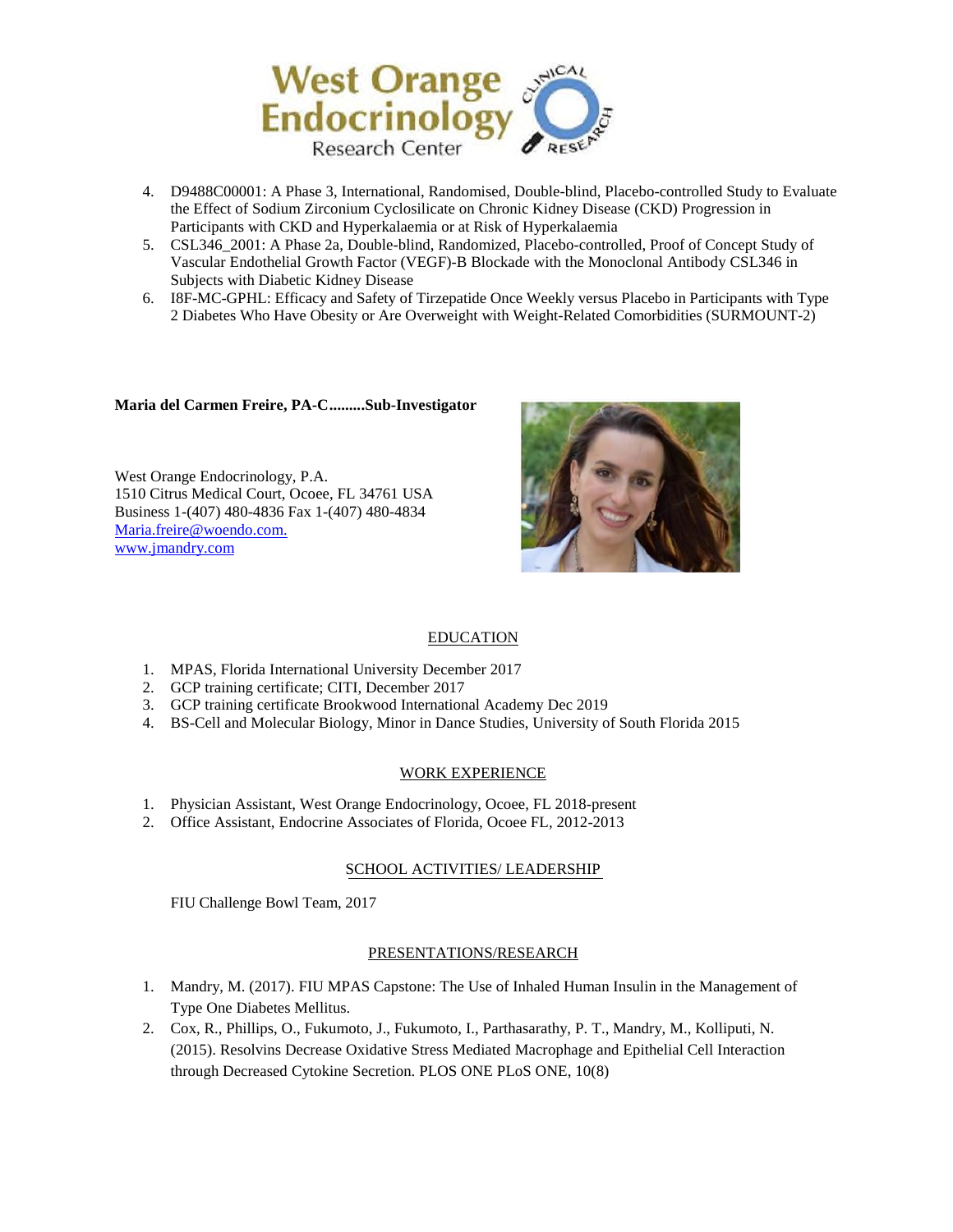4. D9488C00001: A Phase 3, International, Randomised, Double-blind, Placebo-controlled Study to Evaluate the Effect of Sodium Zirconium Cyclosilicate on Chronic Kidney Disease (CKD) Progression in Participants with CKD and Hyperkalaemia or at Risk of Hyperkalaemia
5. CSL346_2001: A Phase 2a, Double-blind, Randomized, Placebo-controlled, Proof of Concept Study of Vascular Endothelial Growth Factor (VEGF)-B Blockade with the Monoclonal Antibody CSL346 in Subjects with Diabetic Kidney Disease
6. I8F-MC-GPHL: Efficacy and Safety of Tirzepatide Once Weekly versus Placebo in Participants with Type 2 Diabetes Who Have Obesity or Are Overweight with Weight-Related Comorbidities (SURMOUNT-2)

**Maria del Carmen Freire, PA-C.........Sub-Investigator**

West Orange Endocrinology, P.A.
1510 Citrus Medical Court, Ocoee, FL 34761 USA
Business 1-(407) 480-4836 Fax 1-(407) 480-4834
Maria.freire@woendo.com.
www.jmandry.com

## EDUCATION

1. MPAS, Florida International University December 2017
2. GCP training certificate; CITI, December 2017
3. GCP training certificate Brookwood International Academy Dec 2019
4. BS-Cell and Molecular Biology, Minor in Dance Studies, University of South Florida 2015

## WORK EXPERIENCE

1. Physician Assistant, West Orange Endocrinology, Ocoee, FL 2018-present
2. Office Assistant, Endocrine Associates of Florida, Ocoee FL, 2012-2013

## SCHOOL ACTIVITIES/ LEADERSHIP

FIU Challenge Bowl Team, 2017

## PRESENTATIONS/RESEARCH

1. Mandry, M. (2017). FIU MPAS Capstone: The Use of Inhaled Human Insulin in the Management of Type One Diabetes Mellitus.
2. Cox, R., Phillips, O., Fukumoto, J., Fukumoto, I., Parthasarathy, P. T., Mandry, M., Kolliputi, N. (2015). Resolvins Decrease Oxidative Stress Mediated Macrophage and Epithelial Cell Interaction through Decreased Cytokine Secretion. PLOS ONE PLoS ONE, 10(8)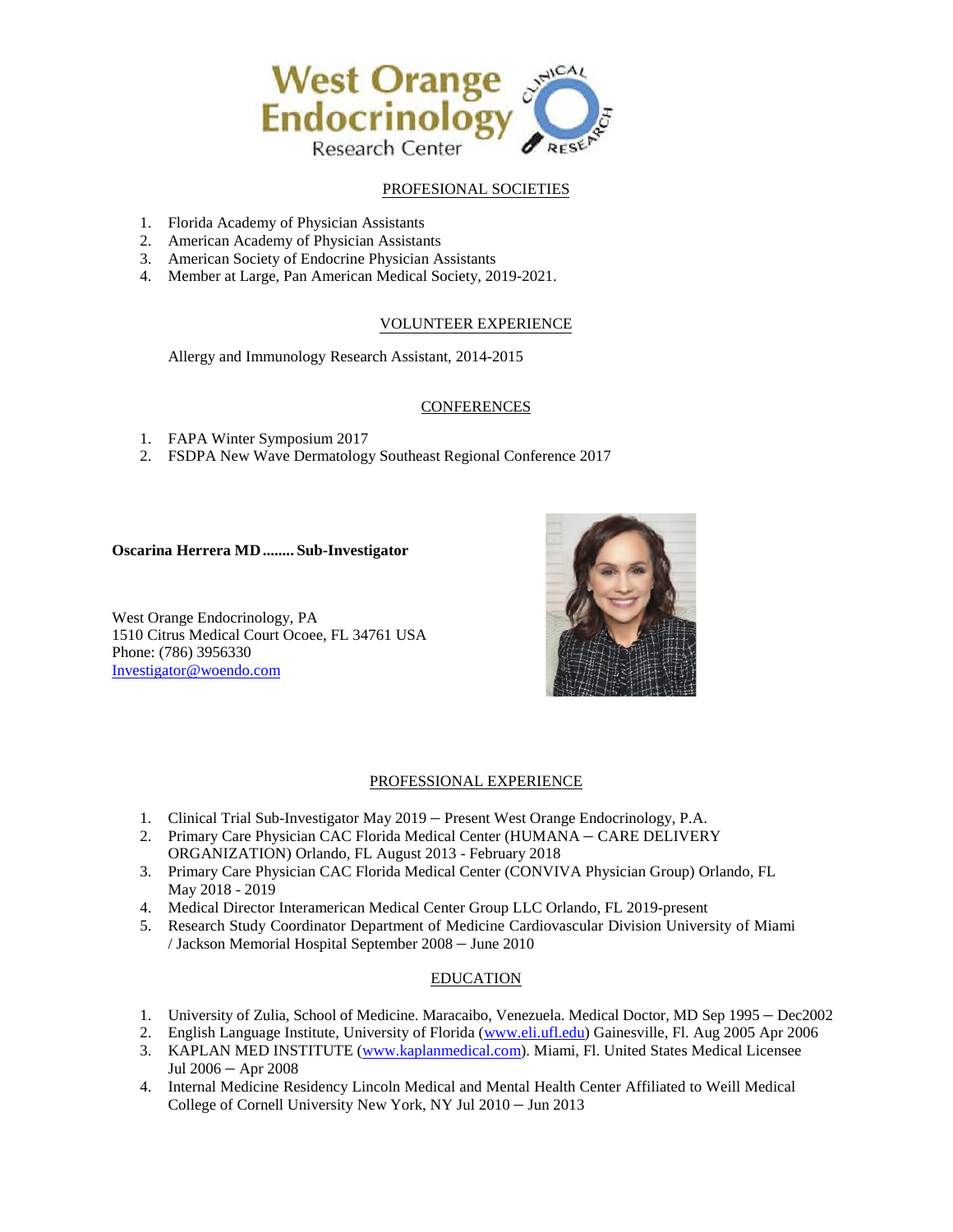## PROFESIONAL SOCIETIES

1. Florida Academy of Physician Assistants
2. American Academy of Physician Assistants
3. American Society of Endocrine Physician Assistants
4. Member at Large, Pan American Medical Society, 2019-2021.

## VOLUNTEER EXPERIENCE

Allergy and Immunology Research Assistant, 2014-2015

## CONFERENCES

1. FAPA Winter Symposium 2017
2. FSDPA New Wave Dermatology Southeast Regional Conference 2017

**Oscarina Herrera MD........ Sub-Investigator**

West Orange Endocrinology, PA
1510 Citrus Medical Court Ocoee, FL 34761 USA
Phone: (786) 3956330
Investigator@woendo.com

## PROFESSIONAL EXPERIENCE

1. Clinical Trial Sub-Investigator May 2019 – Present West Orange Endocrinology, P.A.
2. Primary Care Physician CAC Florida Medical Center (HUMANA – CARE DELIVERY ORGANIZATION) Orlando, FL August 2013 - February 2018
3. Primary Care Physician CAC Florida Medical Center (CONVIVA Physician Group) Orlando, FL May 2018 - 2019
4. Medical Director Interamerican Medical Center Group LLC Orlando, FL 2019-present
5. Research Study Coordinator Department of Medicine Cardiovascular Division University of Miami / Jackson Memorial Hospital September 2008 – June 2010

## EDUCATION

1. University of Zulia, School of Medicine. Maracaibo, Venezuela. Medical Doctor, MD Sep 1995 – Dec2002
2. English Language Institute, University of Florida (www.eli.ufl.edu) Gainesville, Fl. Aug 2005 Apr 2006
3. KAPLAN MED INSTITUTE (www.kaplanmedical.com). Miami, Fl. United States Medical Licensee Jul 2006 – Apr 2008
4. Internal Medicine Residency Lincoln Medical and Mental Health Center Affiliated to Weill Medical College of Cornell University New York, NY Jul 2010 – Jun 2013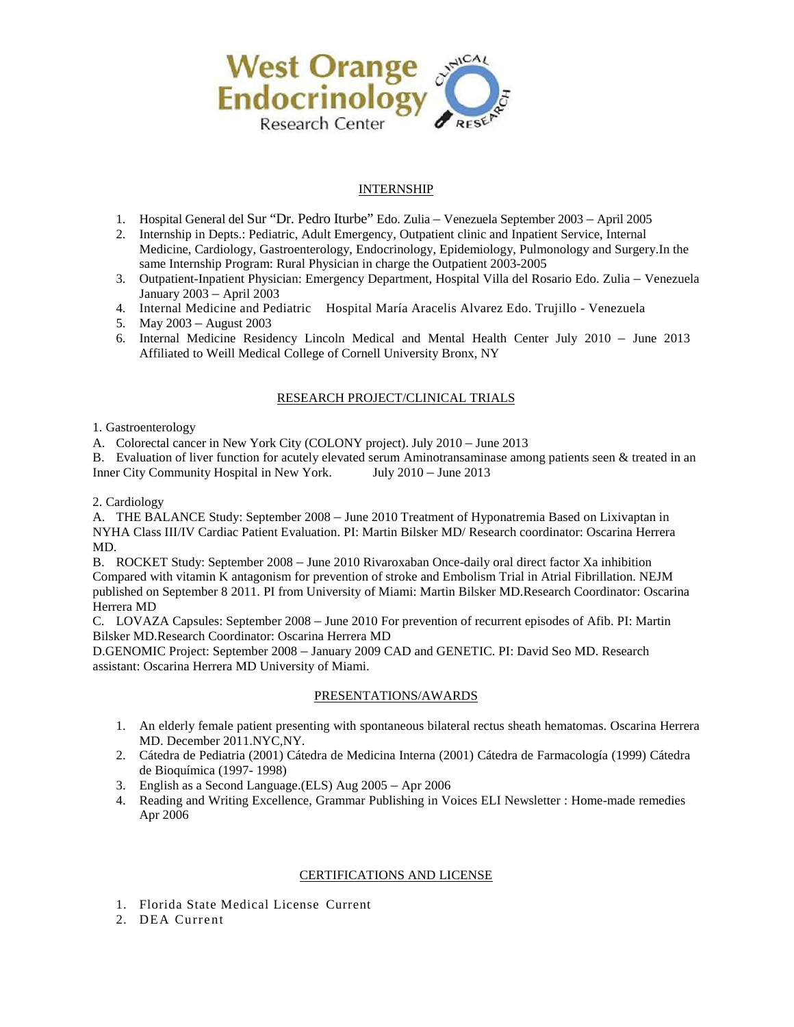West Orange Endocrinology Research Center

## INTERNSHIP

1. Hospital General del Sur "Dr. Pedro Iturbe" Edo. Zulia – Venezuela September 2003 – April 2005
2. Internship in Depts.: Pediatric, Adult Emergency, Outpatient clinic and Inpatient Service, Internal Medicine, Cardiology, Gastroenterology, Endocrinology, Epidemiology, Pulmonology and Surgery.In the same Internship Program: Rural Physician in charge the Outpatient 2003-2005
3. Outpatient-Inpatient Physician: Emergency Department, Hospital Villa del Rosario Edo. Zulia – Venezuela January 2003 – April 2003
4. Internal Medicine and Pediatric Hospital María Aracelis Alvarez Edo. Trujillo - Venezuela
5. May 2003 – August 2003
6. Internal Medicine Residency Lincoln Medical and Mental Health Center July 2010 – June 2013 Affiliated to Weill Medical College of Cornell University Bronx, NY

## RESEARCH PROJECT/CLINICAL TRIALS

1. Gastroenterology

A. Colorectal cancer in New York City (COLONY project). July 2010 – June 2013

B. Evaluation of liver function for acutely elevated serum Aminotransaminase among patients seen & treated in an Inner City Community Hospital in New York. July 2010 – June 2013

2. Cardiology

A. THE BALANCE Study: September 2008 – June 2010 Treatment of Hyponatremia Based on Lixivaptan in NYHA Class III/IV Cardiac Patient Evaluation. PI: Martin Bilsker MD/ Research coordinator: Oscarina Herrera MD.

B. ROCKET Study: September 2008 – June 2010 Rivaroxaban Once-daily oral direct factor Xa inhibition Compared with vitamin K antagonism for prevention of stroke and Embolism Trial in Atrial Fibrillation. NEJM published on September 8 2011. PI from University of Miami: Martin Bilsker MD.Research Coordinator: Oscarina Herrera MD

C. LOVAZA Capsules: September 2008 – June 2010 For prevention of recurrent episodes of Afib. PI: Martin Bilsker MD.Research Coordinator: Oscarina Herrera MD

D.GENOMIC Project: September 2008 – January 2009 CAD and GENETIC. PI: David Seo MD. Research assistant: Oscarina Herrera MD University of Miami.

## PRESENTATIONS/AWARDS

1. An elderly female patient presenting with spontaneous bilateral rectus sheath hematomas. Oscarina Herrera MD. December 2011.NYC,NY.
2. Cátedra de Pediatria (2001) Cátedra de Medicina Interna (2001) Cátedra de Farmacología (1999) Cátedra de Bioquímica (1997- 1998)
3. English as a Second Language.(ELS) Aug 2005 – Apr 2006
4. Reading and Writing Excellence, Grammar Publishing in Voices ELI Newsletter : Home-made remedies Apr 2006

## CERTIFICATIONS AND LICENSE

1. Florida State Medical License Current
2. DEA Current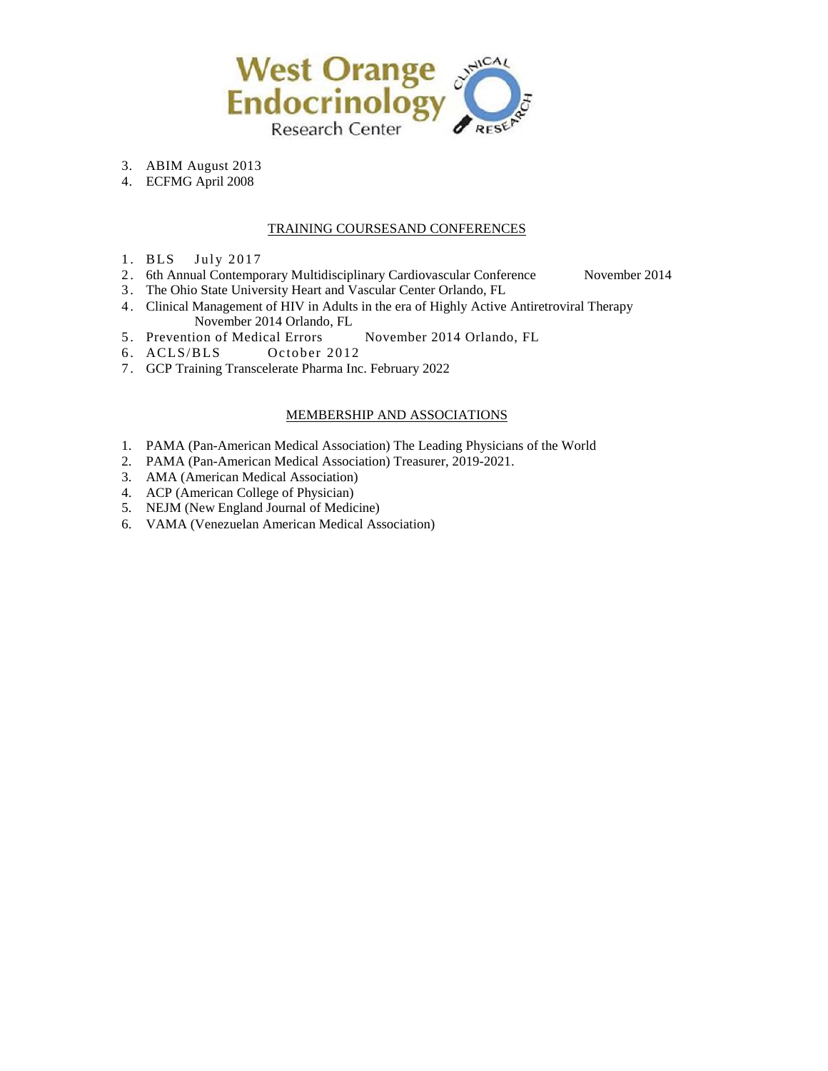3. ABIM August 2013
4. ECFMG April 2008

## TRAINING COURSESAND CONFERENCES

1. BLS July 2017
2. 6th Annual Contemporary Multidisciplinary Cardiovascular Conference November 2014
3. The Ohio State University Heart and Vascular Center Orlando, FL
4. Clinical Management of HIV in Adults in the era of Highly Active Antiretroviral Therapy November 2014 Orlando, FL
5. Prevention of Medical Errors November 2014 Orlando, FL
6. ACLS/BLS October 2012
7. GCP Training Transcelerate Pharma Inc. February 2022

## MEMBERSHIP AND ASSOCIATIONS

1. PAMA (Pan-American Medical Association) The Leading Physicians of the World
2. PAMA (Pan-American Medical Association) Treasurer, 2019-2021.
3. AMA (American Medical Association)
4. ACP (American College of Physician)
5. NEJM (New England Journal of Medicine)
6. VAMA (Venezuelan American Medical Association)